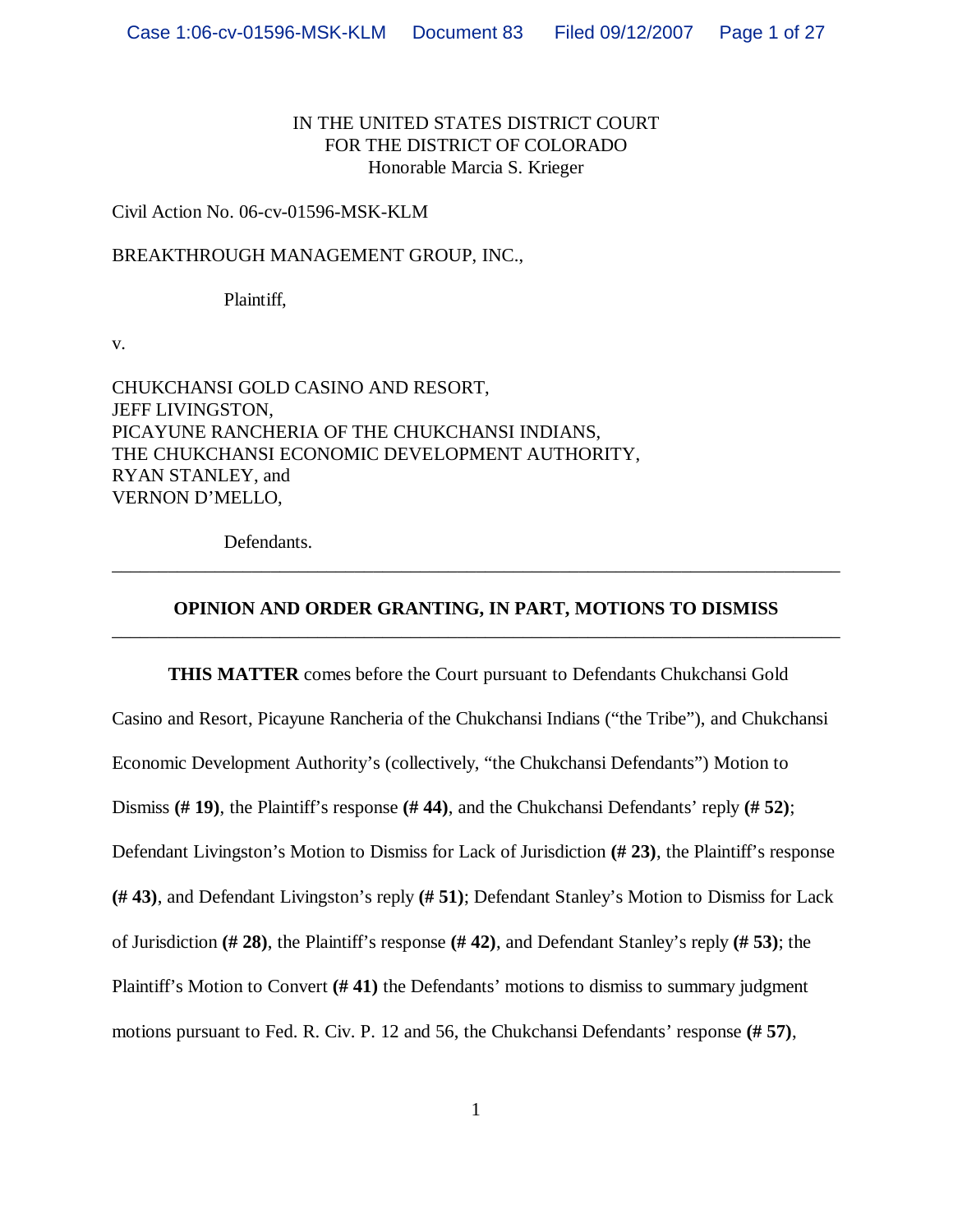IN THE UNITED STATES DISTRICT COURT
FOR THE DISTRICT OF COLORADO
Honorable Marcia S. Krieger

Civil Action No. 06-cv-01596-MSK-KLM

BREAKTHROUGH MANAGEMENT GROUP, INC.,

Plaintiff,

v.

CHUKCHANSI GOLD CASINO AND RESORT,
JEFF LIVINGSTON,
PICAYUNE RANCHERIA OF THE CHUKCHANSI INDIANS,
THE CHUKCHANSI ECONOMIC DEVELOPMENT AUTHORITY,
RYAN STANLEY, and
VERNON D'MELLO,

Defendants.

---

**OPINION AND ORDER GRANTING, IN PART, MOTIONS TO DISMISS**

---

**THIS MATTER** comes before the Court pursuant to Defendants Chukchansi Gold Casino and Resort, Picayune Rancheria of the Chukchansi Indians ("the Tribe"), and Chukchansi Economic Development Authority's (collectively, "the Chukchansi Defendants") Motion to Dismiss **(# 19)**, the Plaintiff's response **(# 44)**, and the Chukchansi Defendants' reply **(# 52)**; Defendant Livingston's Motion to Dismiss for Lack of Jurisdiction **(# 23)**, the Plaintiff's response **(# 43)**, and Defendant Livingston's reply **(# 51)**; Defendant Stanley's Motion to Dismiss for Lack of Jurisdiction **(# 28)**, the Plaintiff's response **(# 42)**, and Defendant Stanley's reply **(# 53)**; the Plaintiff's Motion to Convert **(# 41)** the Defendants' motions to dismiss to summary judgment motions pursuant to Fed. R. Civ. P. 12 and 56, the Chukchansi Defendants' response **(# 57)**,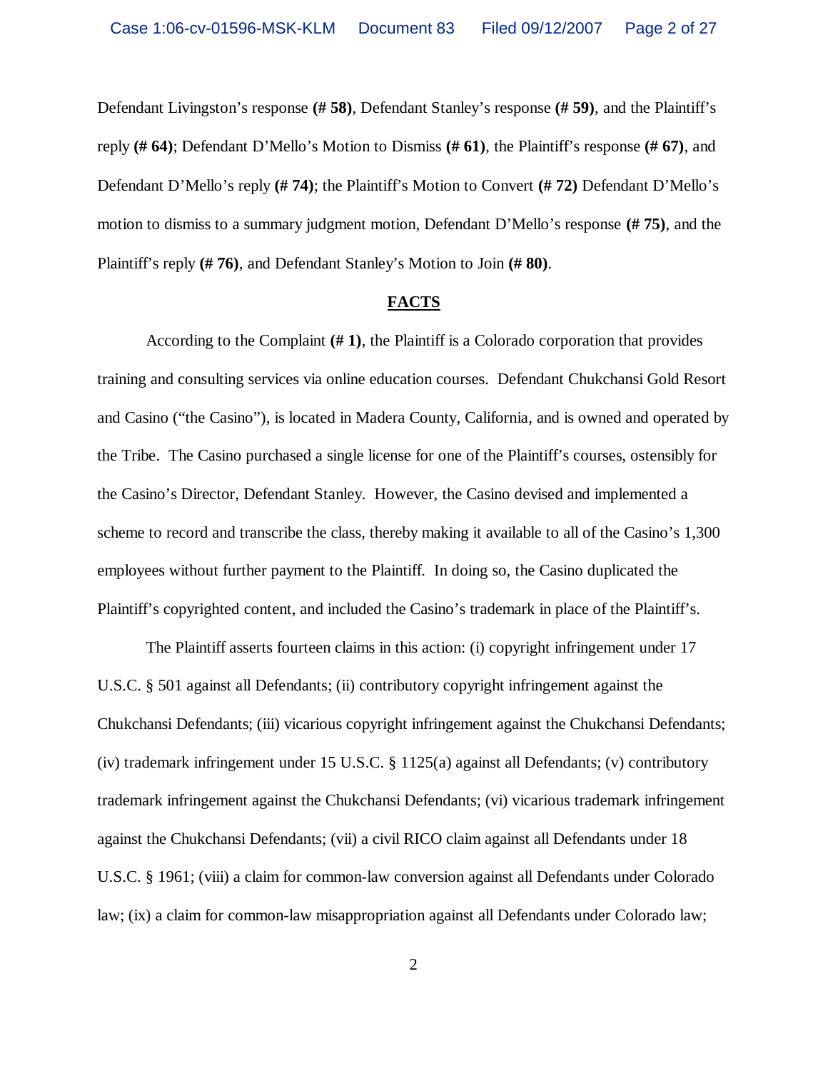Defendant Livingston's response **(# 58)**, Defendant Stanley's response **(# 59)**, and the Plaintiff's reply **(# 64)**; Defendant D'Mello's Motion to Dismiss **(# 61)**, the Plaintiff's response **(# 67)**, and Defendant D'Mello's reply **(# 74)**; the Plaintiff's Motion to Convert **(# 72)** Defendant D'Mello's motion to dismiss to a summary judgment motion, Defendant D'Mello's response **(# 75)**, and the Plaintiff's reply **(# 76)**, and Defendant Stanley's Motion to Join **(# 80)**.

## FACTS

According to the Complaint **(# 1)**, the Plaintiff is a Colorado corporation that provides training and consulting services via online education courses. Defendant Chukchansi Gold Resort and Casino ("the Casino"), is located in Madera County, California, and is owned and operated by the Tribe. The Casino purchased a single license for one of the Plaintiff's courses, ostensibly for the Casino's Director, Defendant Stanley. However, the Casino devised and implemented a scheme to record and transcribe the class, thereby making it available to all of the Casino's 1,300 employees without further payment to the Plaintiff. In doing so, the Casino duplicated the Plaintiff's copyrighted content, and included the Casino's trademark in place of the Plaintiff's.

The Plaintiff asserts fourteen claims in this action: (i) copyright infringement under 17 U.S.C. § 501 against all Defendants; (ii) contributory copyright infringement against the Chukchansi Defendants; (iii) vicarious copyright infringement against the Chukchansi Defendants; (iv) trademark infringement under 15 U.S.C. § 1125(a) against all Defendants; (v) contributory trademark infringement against the Chukchansi Defendants; (vi) vicarious trademark infringement against the Chukchansi Defendants; (vii) a civil RICO claim against all Defendants under 18 U.S.C. § 1961; (viii) a claim for common-law conversion against all Defendants under Colorado law; (ix) a claim for common-law misappropriation against all Defendants under Colorado law;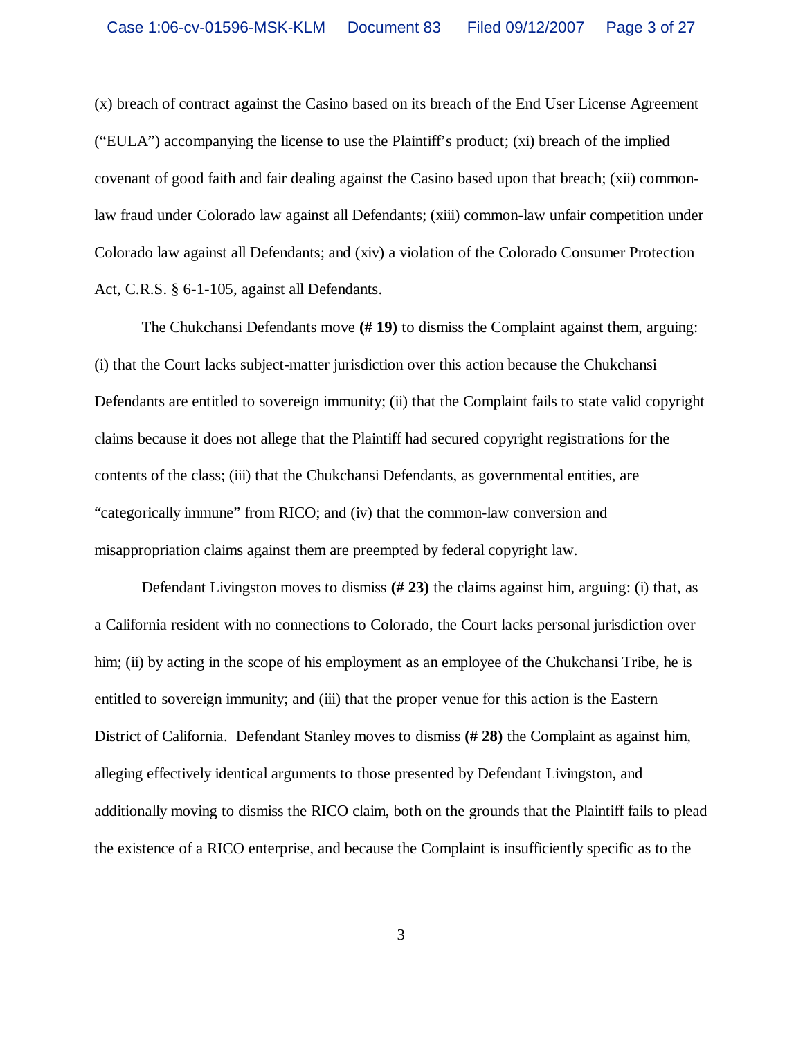(x) breach of contract against the Casino based on its breach of the End User License Agreement ("EULA") accompanying the license to use the Plaintiff's product; (xi) breach of the implied covenant of good faith and fair dealing against the Casino based upon that breach; (xii) common-law fraud under Colorado law against all Defendants; (xiii) common-law unfair competition under Colorado law against all Defendants; and (xiv) a violation of the Colorado Consumer Protection Act, C.R.S. § 6-1-105, against all Defendants.

The Chukchansi Defendants move **(# 19)** to dismiss the Complaint against them, arguing: (i) that the Court lacks subject-matter jurisdiction over this action because the Chukchansi Defendants are entitled to sovereign immunity; (ii) that the Complaint fails to state valid copyright claims because it does not allege that the Plaintiff had secured copyright registrations for the contents of the class; (iii) that the Chukchansi Defendants, as governmental entities, are "categorically immune" from RICO; and (iv) that the common-law conversion and misappropriation claims against them are preempted by federal copyright law.

Defendant Livingston moves to dismiss **(# 23)** the claims against him, arguing: (i) that, as a California resident with no connections to Colorado, the Court lacks personal jurisdiction over him; (ii) by acting in the scope of his employment as an employee of the Chukchansi Tribe, he is entitled to sovereign immunity; and (iii) that the proper venue for this action is the Eastern District of California. Defendant Stanley moves to dismiss **(# 28)** the Complaint as against him, alleging effectively identical arguments to those presented by Defendant Livingston, and additionally moving to dismiss the RICO claim, both on the grounds that the Plaintiff fails to plead the existence of a RICO enterprise, and because the Complaint is insufficiently specific as to the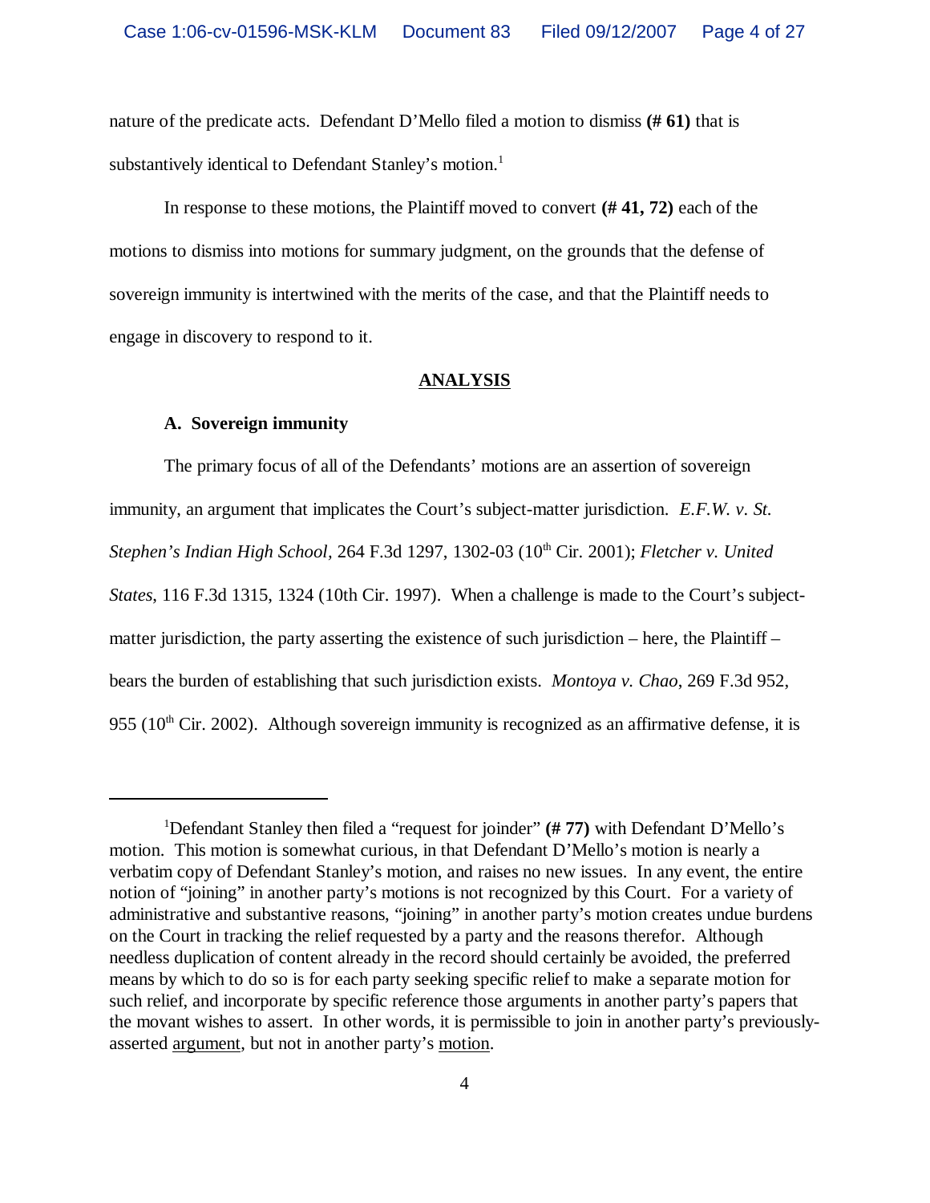nature of the predicate acts. Defendant D'Mello filed a motion to dismiss **(# 61)** that is substantively identical to Defendant Stanley's motion.[1]

In response to these motions, the Plaintiff moved to convert **(# 41, 72)** each of the motions to dismiss into motions for summary judgment, on the grounds that the defense of sovereign immunity is intertwined with the merits of the case, and that the Plaintiff needs to engage in discovery to respond to it.

## ANALYSIS

### A. Sovereign immunity

The primary focus of all of the Defendants' motions are an assertion of sovereign immunity, an argument that implicates the Court's subject-matter jurisdiction. *E.F.W. v. St. Stephen's Indian High School*, 264 F.3d 1297, 1302-03 (10th Cir. 2001); *Fletcher v. United States*, 116 F.3d 1315, 1324 (10th Cir. 1997). When a challenge is made to the Court's subject-matter jurisdiction, the party asserting the existence of such jurisdiction – here, the Plaintiff – bears the burden of establishing that such jurisdiction exists. *Montoya v. Chao*, 269 F.3d 952, 955 (10th Cir. 2002). Although sovereign immunity is recognized as an affirmative defense, it is

---

[1]Defendant Stanley then filed a "request for joinder" **(# 77)** with Defendant D'Mello's motion. This motion is somewhat curious, in that Defendant D'Mello's motion is nearly a verbatim copy of Defendant Stanley's motion, and raises no new issues. In any event, the entire notion of "joining" in another party's motions is not recognized by this Court. For a variety of administrative and substantive reasons, "joining" in another party's motion creates undue burdens on the Court in tracking the relief requested by a party and the reasons therefor. Although needless duplication of content already in the record should certainly be avoided, the preferred means by which to do so is for each party seeking specific relief to make a separate motion for such relief, and incorporate by specific reference those arguments in another party's papers that the movant wishes to assert. In other words, it is permissible to join in another party's previously-asserted <u>argument</u>, but not in another party's <u>motion</u>.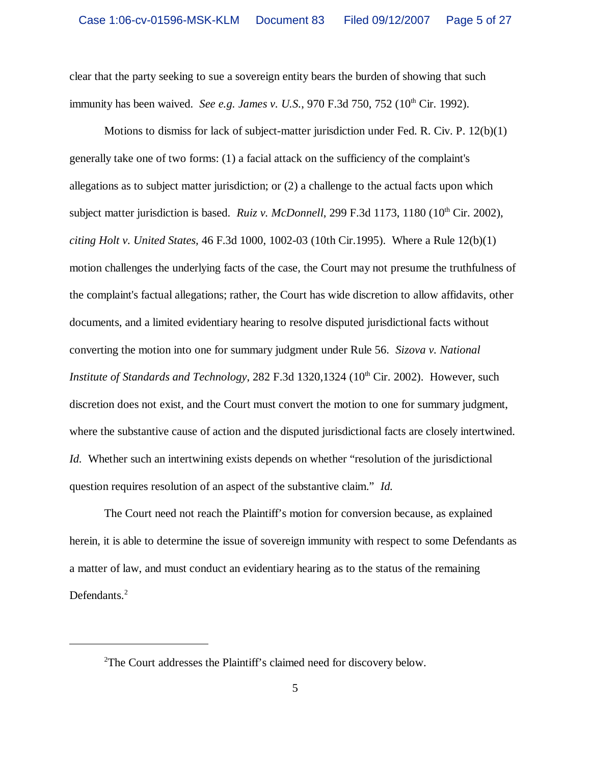clear that the party seeking to sue a sovereign entity bears the burden of showing that such immunity has been waived. *See e.g. James v. U.S.*, 970 F.3d 750, 752 (10th Cir. 1992).

Motions to dismiss for lack of subject-matter jurisdiction under Fed. R. Civ. P. 12(b)(1) generally take one of two forms: (1) a facial attack on the sufficiency of the complaint's allegations as to subject matter jurisdiction; or (2) a challenge to the actual facts upon which subject matter jurisdiction is based. *Ruiz v. McDonnell*, 299 F.3d 1173, 1180 (10th Cir. 2002), *citing Holt v. United States,* 46 F.3d 1000, 1002-03 (10th Cir.1995). Where a Rule 12(b)(1) motion challenges the underlying facts of the case, the Court may not presume the truthfulness of the complaint's factual allegations; rather, the Court has wide discretion to allow affidavits, other documents, and a limited evidentiary hearing to resolve disputed jurisdictional facts without converting the motion into one for summary judgment under Rule 56. *Sizova v. National Institute of Standards and Technology*, 282 F.3d 1320,1324 (10th Cir. 2002). However, such discretion does not exist, and the Court must convert the motion to one for summary judgment, where the substantive cause of action and the disputed jurisdictional facts are closely intertwined. *Id.* Whether such an intertwining exists depends on whether "resolution of the jurisdictional question requires resolution of an aspect of the substantive claim." *Id.*

The Court need not reach the Plaintiff's motion for conversion because, as explained herein, it is able to determine the issue of sovereign immunity with respect to some Defendants as a matter of law, and must conduct an evidentiary hearing as to the status of the remaining Defendants.[2]

[2]The Court addresses the Plaintiff's claimed need for discovery below.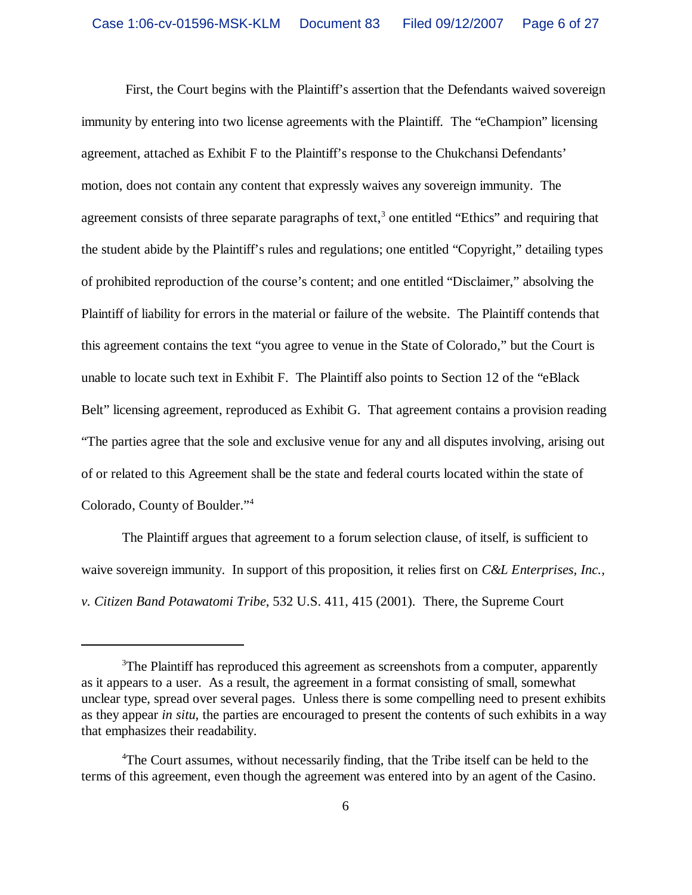First, the Court begins with the Plaintiff's assertion that the Defendants waived sovereign immunity by entering into two license agreements with the Plaintiff. The "eChampion" licensing agreement, attached as Exhibit F to the Plaintiff's response to the Chukchansi Defendants' motion, does not contain any content that expressly waives any sovereign immunity. The agreement consists of three separate paragraphs of text,[3] one entitled "Ethics" and requiring that the student abide by the Plaintiff's rules and regulations; one entitled "Copyright," detailing types of prohibited reproduction of the course's content; and one entitled "Disclaimer," absolving the Plaintiff of liability for errors in the material or failure of the website. The Plaintiff contends that this agreement contains the text "you agree to venue in the State of Colorado," but the Court is unable to locate such text in Exhibit F. The Plaintiff also points to Section 12 of the "eBlack Belt" licensing agreement, reproduced as Exhibit G. That agreement contains a provision reading "The parties agree that the sole and exclusive venue for any and all disputes involving, arising out of or related to this Agreement shall be the state and federal courts located within the state of Colorado, County of Boulder."[4]

The Plaintiff argues that agreement to a forum selection clause, of itself, is sufficient to waive sovereign immunity. In support of this proposition, it relies first on *C&L Enterprises, Inc., v. Citizen Band Potawatomi Tribe*, 532 U.S. 411, 415 (2001). There, the Supreme Court

---

[3]The Plaintiff has reproduced this agreement as screenshots from a computer, apparently as it appears to a user. As a result, the agreement in a format consisting of small, somewhat unclear type, spread over several pages. Unless there is some compelling need to present exhibits as they appear *in situ*, the parties are encouraged to present the contents of such exhibits in a way that emphasizes their readability.

[4]The Court assumes, without necessarily finding, that the Tribe itself can be held to the terms of this agreement, even though the agreement was entered into by an agent of the Casino.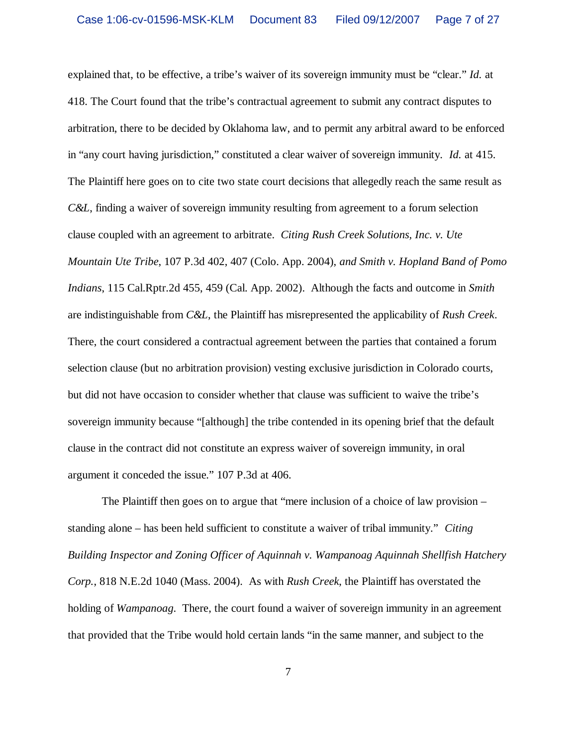explained that, to be effective, a tribe's waiver of its sovereign immunity must be "clear." *Id.* at 418. The Court found that the tribe's contractual agreement to submit any contract disputes to arbitration, there to be decided by Oklahoma law, and to permit any arbitral award to be enforced in "any court having jurisdiction," constituted a clear waiver of sovereign immunity. *Id.* at 415. The Plaintiff here goes on to cite two state court decisions that allegedly reach the same result as *C&L*, finding a waiver of sovereign immunity resulting from agreement to a forum selection clause coupled with an agreement to arbitrate. *Citing Rush Creek Solutions, Inc. v. Ute Mountain Ute Tribe*, 107 P.3d 402, 407 (Colo. App. 2004), *and Smith v. Hopland Band of Pomo Indians*, 115 Cal.Rptr.2d 455, 459 (Cal. App. 2002). Although the facts and outcome in *Smith* are indistinguishable from *C&L*, the Plaintiff has misrepresented the applicability of *Rush Creek*. There, the court considered a contractual agreement between the parties that contained a forum selection clause (but no arbitration provision) vesting exclusive jurisdiction in Colorado courts, but did not have occasion to consider whether that clause was sufficient to waive the tribe's sovereign immunity because "[although] the tribe contended in its opening brief that the default clause in the contract did not constitute an express waiver of sovereign immunity, in oral argument it conceded the issue." 107 P.3d at 406.

The Plaintiff then goes on to argue that "mere inclusion of a choice of law provision – standing alone – has been held sufficient to constitute a waiver of tribal immunity." *Citing Building Inspector and Zoning Officer of Aquinnah v. Wampanoag Aquinnah Shellfish Hatchery Corp.*, 818 N.E.2d 1040 (Mass. 2004). As with *Rush Creek*, the Plaintiff has overstated the holding of *Wampanoag*. There, the court found a waiver of sovereign immunity in an agreement that provided that the Tribe would hold certain lands "in the same manner, and subject to the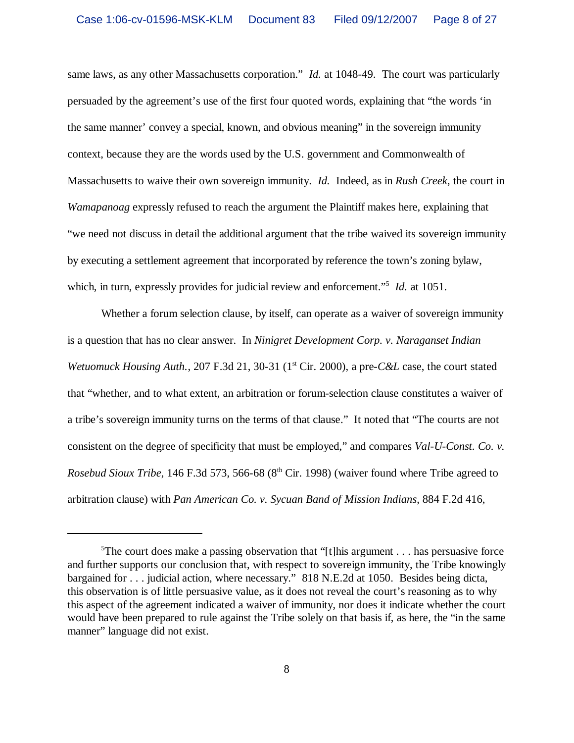same laws, as any other Massachusetts corporation." *Id.* at 1048-49. The court was particularly persuaded by the agreement's use of the first four quoted words, explaining that "the words 'in the same manner' convey a special, known, and obvious meaning" in the sovereign immunity context, because they are the words used by the U.S. government and Commonwealth of Massachusetts to waive their own sovereign immunity. *Id.* Indeed, as in *Rush Creek*, the court in *Wamapanoag* expressly refused to reach the argument the Plaintiff makes here, explaining that "we need not discuss in detail the additional argument that the tribe waived its sovereign immunity by executing a settlement agreement that incorporated by reference the town's zoning bylaw, which, in turn, expressly provides for judicial review and enforcement."[5] *Id.* at 1051.

Whether a forum selection clause, by itself, can operate as a waiver of sovereign immunity is a question that has no clear answer. In *Ninigret Development Corp. v. Naraganset Indian Wetuomuck Housing Auth.*, 207 F.3d 21, 30-31 (1st Cir. 2000), a pre-*C&L* case, the court stated that "whether, and to what extent, an arbitration or forum-selection clause constitutes a waiver of a tribe's sovereign immunity turns on the terms of that clause." It noted that "The courts are not consistent on the degree of specificity that must be employed," and compares *Val-U-Const. Co. v. Rosebud Sioux Tribe*, 146 F.3d 573, 566-68 (8th Cir. 1998) (waiver found where Tribe agreed to arbitration clause) with *Pan American Co. v. Sycuan Band of Mission Indians*, 884 F.2d 416,

---

[5]The court does make a passing observation that "[t]his argument . . . has persuasive force and further supports our conclusion that, with respect to sovereign immunity, the Tribe knowingly bargained for . . . judicial action, where necessary." 818 N.E.2d at 1050. Besides being dicta, this observation is of little persuasive value, as it does not reveal the court's reasoning as to why this aspect of the agreement indicated a waiver of immunity, nor does it indicate whether the court would have been prepared to rule against the Tribe solely on that basis if, as here, the "in the same manner" language did not exist.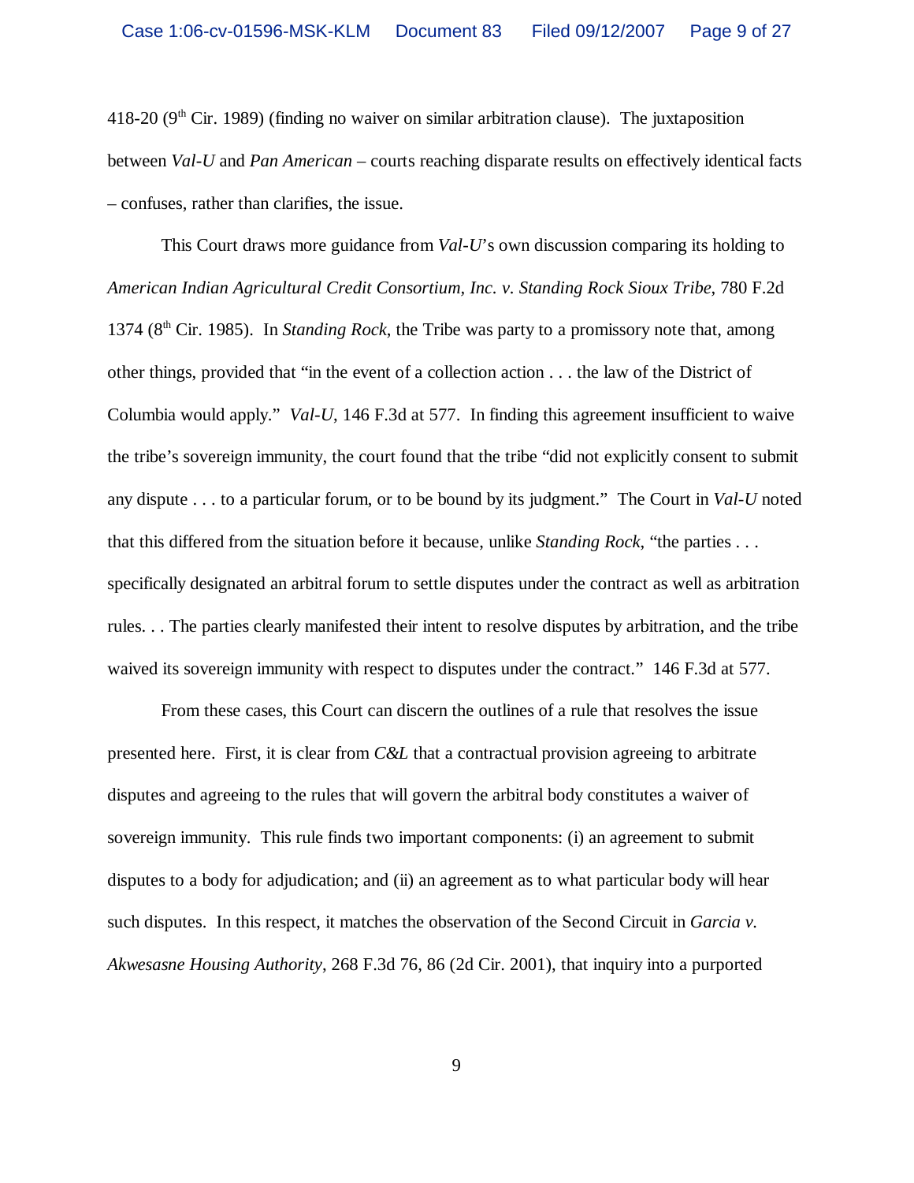418-20 (9th Cir. 1989) (finding no waiver on similar arbitration clause). The juxtaposition between *Val-U* and *Pan American* – courts reaching disparate results on effectively identical facts – confuses, rather than clarifies, the issue.

This Court draws more guidance from *Val-U*'s own discussion comparing its holding to *American Indian Agricultural Credit Consortium, Inc. v. Standing Rock Sioux Tribe*, 780 F.2d 1374 (8th Cir. 1985). In *Standing Rock*, the Tribe was party to a promissory note that, among other things, provided that "in the event of a collection action . . . the law of the District of Columbia would apply." *Val-U*, 146 F.3d at 577. In finding this agreement insufficient to waive the tribe's sovereign immunity, the court found that the tribe "did not explicitly consent to submit any dispute . . . to a particular forum, or to be bound by its judgment." The Court in *Val-U* noted that this differed from the situation before it because, unlike *Standing Rock*, "the parties . . . specifically designated an arbitral forum to settle disputes under the contract as well as arbitration rules. . . The parties clearly manifested their intent to resolve disputes by arbitration, and the tribe waived its sovereign immunity with respect to disputes under the contract." 146 F.3d at 577.

From these cases, this Court can discern the outlines of a rule that resolves the issue presented here. First, it is clear from *C&L* that a contractual provision agreeing to arbitrate disputes and agreeing to the rules that will govern the arbitral body constitutes a waiver of sovereign immunity. This rule finds two important components: (i) an agreement to submit disputes to a body for adjudication; and (ii) an agreement as to what particular body will hear such disputes. In this respect, it matches the observation of the Second Circuit in *Garcia v. Akwesasne Housing Authority*, 268 F.3d 76, 86 (2d Cir. 2001), that inquiry into a purported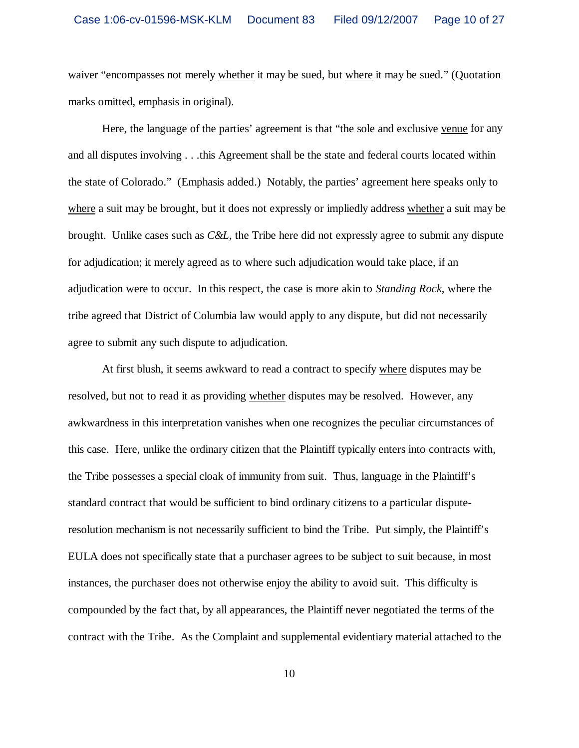waiver "encompasses not merely whether it may be sued, but where it may be sued." (Quotation marks omitted, emphasis in original).

Here, the language of the parties' agreement is that "the sole and exclusive venue for any and all disputes involving . . .this Agreement shall be the state and federal courts located within the state of Colorado." (Emphasis added.) Notably, the parties' agreement here speaks only to where a suit may be brought, but it does not expressly or impliedly address whether a suit may be brought. Unlike cases such as *C&L*, the Tribe here did not expressly agree to submit any dispute for adjudication; it merely agreed as to where such adjudication would take place, if an adjudication were to occur. In this respect, the case is more akin to *Standing Rock*, where the tribe agreed that District of Columbia law would apply to any dispute, but did not necessarily agree to submit any such dispute to adjudication.

At first blush, it seems awkward to read a contract to specify where disputes may be resolved, but not to read it as providing whether disputes may be resolved. However, any awkwardness in this interpretation vanishes when one recognizes the peculiar circumstances of this case. Here, unlike the ordinary citizen that the Plaintiff typically enters into contracts with, the Tribe possesses a special cloak of immunity from suit. Thus, language in the Plaintiff's standard contract that would be sufficient to bind ordinary citizens to a particular dispute-resolution mechanism is not necessarily sufficient to bind the Tribe. Put simply, the Plaintiff's EULA does not specifically state that a purchaser agrees to be subject to suit because, in most instances, the purchaser does not otherwise enjoy the ability to avoid suit. This difficulty is compounded by the fact that, by all appearances, the Plaintiff never negotiated the terms of the contract with the Tribe. As the Complaint and supplemental evidentiary material attached to the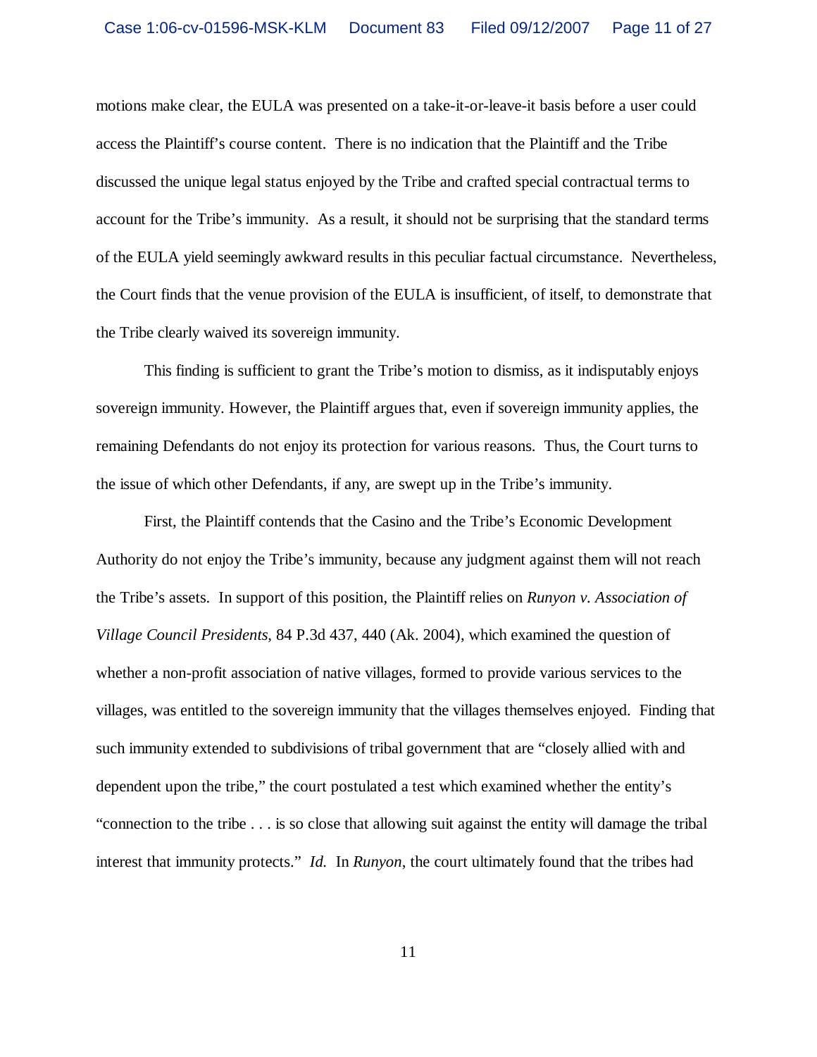motions make clear, the EULA was presented on a take-it-or-leave-it basis before a user could access the Plaintiff's course content. There is no indication that the Plaintiff and the Tribe discussed the unique legal status enjoyed by the Tribe and crafted special contractual terms to account for the Tribe's immunity. As a result, it should not be surprising that the standard terms of the EULA yield seemingly awkward results in this peculiar factual circumstance. Nevertheless, the Court finds that the venue provision of the EULA is insufficient, of itself, to demonstrate that the Tribe clearly waived its sovereign immunity.

This finding is sufficient to grant the Tribe's motion to dismiss, as it indisputably enjoys sovereign immunity. However, the Plaintiff argues that, even if sovereign immunity applies, the remaining Defendants do not enjoy its protection for various reasons. Thus, the Court turns to the issue of which other Defendants, if any, are swept up in the Tribe's immunity.

First, the Plaintiff contends that the Casino and the Tribe's Economic Development Authority do not enjoy the Tribe's immunity, because any judgment against them will not reach the Tribe's assets. In support of this position, the Plaintiff relies on *Runyon v. Association of Village Council Presidents*, 84 P.3d 437, 440 (Ak. 2004), which examined the question of whether a non-profit association of native villages, formed to provide various services to the villages, was entitled to the sovereign immunity that the villages themselves enjoyed. Finding that such immunity extended to subdivisions of tribal government that are "closely allied with and dependent upon the tribe," the court postulated a test which examined whether the entity's "connection to the tribe . . . is so close that allowing suit against the entity will damage the tribal interest that immunity protects." *Id.* In *Runyon*, the court ultimately found that the tribes had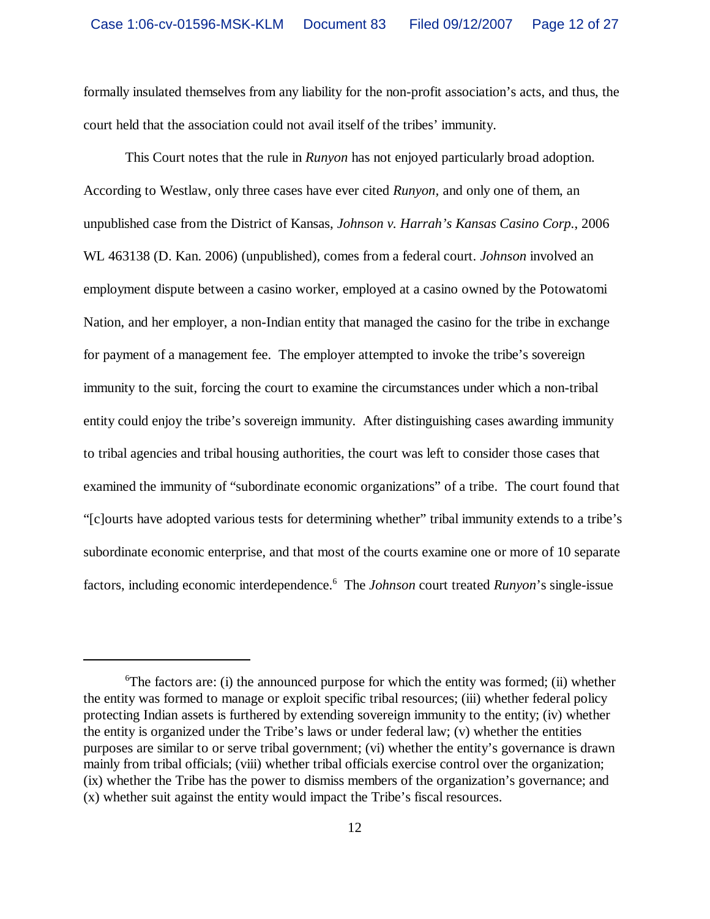formally insulated themselves from any liability for the non-profit association's acts, and thus, the court held that the association could not avail itself of the tribes' immunity.

This Court notes that the rule in *Runyon* has not enjoyed particularly broad adoption. According to Westlaw, only three cases have ever cited *Runyon*, and only one of them, an unpublished case from the District of Kansas, *Johnson v. Harrah's Kansas Casino Corp.*, 2006 WL 463138 (D. Kan. 2006) (unpublished), comes from a federal court. *Johnson* involved an employment dispute between a casino worker, employed at a casino owned by the Potowatomi Nation, and her employer, a non-Indian entity that managed the casino for the tribe in exchange for payment of a management fee. The employer attempted to invoke the tribe's sovereign immunity to the suit, forcing the court to examine the circumstances under which a non-tribal entity could enjoy the tribe's sovereign immunity. After distinguishing cases awarding immunity to tribal agencies and tribal housing authorities, the court was left to consider those cases that examined the immunity of "subordinate economic organizations" of a tribe. The court found that "[c]ourts have adopted various tests for determining whether" tribal immunity extends to a tribe's subordinate economic enterprise, and that most of the courts examine one or more of 10 separate factors, including economic interdependence.[6] The *Johnson* court treated *Runyon*'s single-issue

---

[6]The factors are: (i) the announced purpose for which the entity was formed; (ii) whether the entity was formed to manage or exploit specific tribal resources; (iii) whether federal policy protecting Indian assets is furthered by extending sovereign immunity to the entity; (iv) whether the entity is organized under the Tribe's laws or under federal law; (v) whether the entities purposes are similar to or serve tribal government; (vi) whether the entity's governance is drawn mainly from tribal officials; (viii) whether tribal officials exercise control over the organization; (ix) whether the Tribe has the power to dismiss members of the organization's governance; and (x) whether suit against the entity would impact the Tribe's fiscal resources.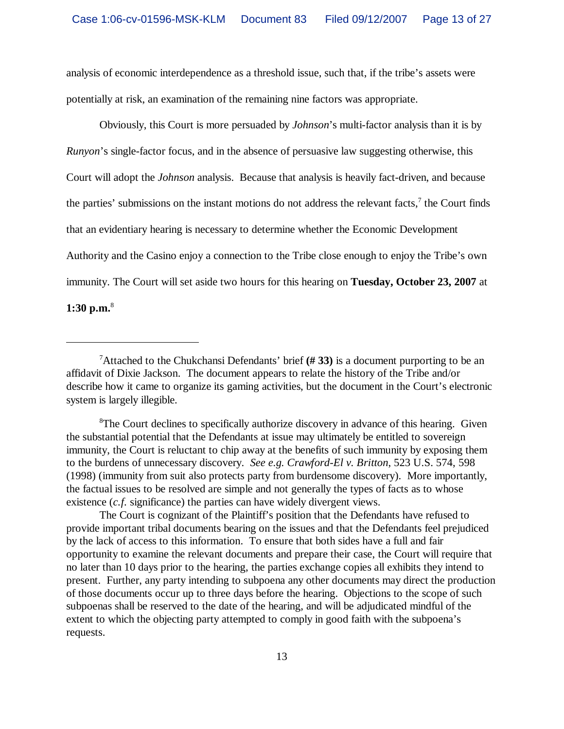analysis of economic interdependence as a threshold issue, such that, if the tribe's assets were potentially at risk, an examination of the remaining nine factors was appropriate.

Obviously, this Court is more persuaded by *Johnson*'s multi-factor analysis than it is by *Runyon*'s single-factor focus, and in the absence of persuasive law suggesting otherwise, this Court will adopt the *Johnson* analysis. Because that analysis is heavily fact-driven, and because the parties' submissions on the instant motions do not address the relevant facts,[7] the Court finds that an evidentiary hearing is necessary to determine whether the Economic Development Authority and the Casino enjoy a connection to the Tribe close enough to enjoy the Tribe's own immunity. The Court will set aside two hours for this hearing on **Tuesday, October 23, 2007** at **1:30 p.m.**[8]

---

[7]Attached to the Chukchansi Defendants' brief **(# 33)** is a document purporting to be an affidavit of Dixie Jackson. The document appears to relate the history of the Tribe and/or describe how it came to organize its gaming activities, but the document in the Court's electronic system is largely illegible.

[8]The Court declines to specifically authorize discovery in advance of this hearing. Given the substantial potential that the Defendants at issue may ultimately be entitled to sovereign immunity, the Court is reluctant to chip away at the benefits of such immunity by exposing them to the burdens of unnecessary discovery. *See e.g. Crawford-El v. Britton*, 523 U.S. 574, 598 (1998) (immunity from suit also protects party from burdensome discovery). More importantly, the factual issues to be resolved are simple and not generally the types of facts as to whose existence (*c.f.* significance) the parties can have widely divergent views.

The Court is cognizant of the Plaintiff's position that the Defendants have refused to provide important tribal documents bearing on the issues and that the Defendants feel prejudiced by the lack of access to this information. To ensure that both sides have a full and fair opportunity to examine the relevant documents and prepare their case, the Court will require that no later than 10 days prior to the hearing, the parties exchange copies all exhibits they intend to present. Further, any party intending to subpoena any other documents may direct the production of those documents occur up to three days before the hearing. Objections to the scope of such subpoenas shall be reserved to the date of the hearing, and will be adjudicated mindful of the extent to which the objecting party attempted to comply in good faith with the subpoena's requests.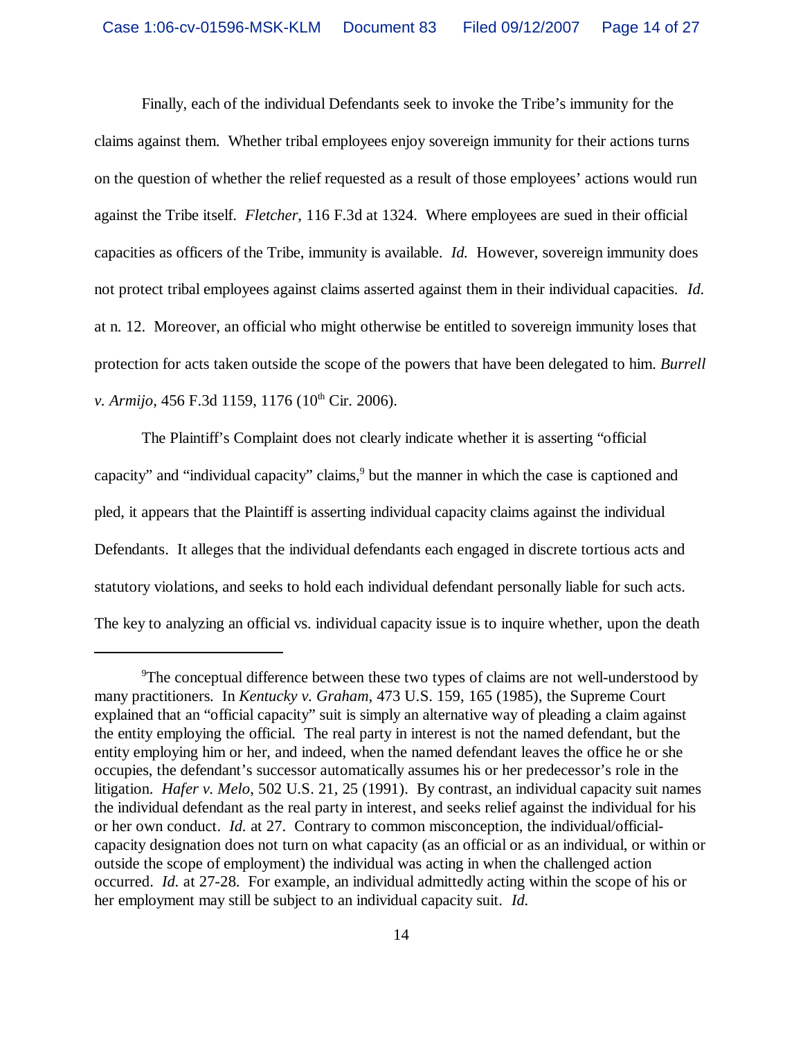Finally, each of the individual Defendants seek to invoke the Tribe's immunity for the claims against them. Whether tribal employees enjoy sovereign immunity for their actions turns on the question of whether the relief requested as a result of those employees' actions would run against the Tribe itself. *Fletcher*, 116 F.3d at 1324. Where employees are sued in their official capacities as officers of the Tribe, immunity is available. *Id.* However, sovereign immunity does not protect tribal employees against claims asserted against them in their individual capacities. *Id.* at n. 12. Moreover, an official who might otherwise be entitled to sovereign immunity loses that protection for acts taken outside the scope of the powers that have been delegated to him. *Burrell v. Armijo*, 456 F.3d 1159, 1176 (10th Cir. 2006).

The Plaintiff's Complaint does not clearly indicate whether it is asserting "official capacity" and "individual capacity" claims,[9] but the manner in which the case is captioned and pled, it appears that the Plaintiff is asserting individual capacity claims against the individual Defendants. It alleges that the individual defendants each engaged in discrete tortious acts and statutory violations, and seeks to hold each individual defendant personally liable for such acts. The key to analyzing an official vs. individual capacity issue is to inquire whether, upon the death

---

[9]The conceptual difference between these two types of claims are not well-understood by many practitioners. In *Kentucky v. Graham*, 473 U.S. 159, 165 (1985), the Supreme Court explained that an "official capacity" suit is simply an alternative way of pleading a claim against the entity employing the official. The real party in interest is not the named defendant, but the entity employing him or her, and indeed, when the named defendant leaves the office he or she occupies, the defendant's successor automatically assumes his or her predecessor's role in the litigation. *Hafer v. Melo*, 502 U.S. 21, 25 (1991). By contrast, an individual capacity suit names the individual defendant as the real party in interest, and seeks relief against the individual for his or her own conduct. *Id.* at 27. Contrary to common misconception, the individual/official-capacity designation does not turn on what capacity (as an official or as an individual, or within or outside the scope of employment) the individual was acting in when the challenged action occurred. *Id.* at 27-28. For example, an individual admittedly acting within the scope of his or her employment may still be subject to an individual capacity suit. *Id.*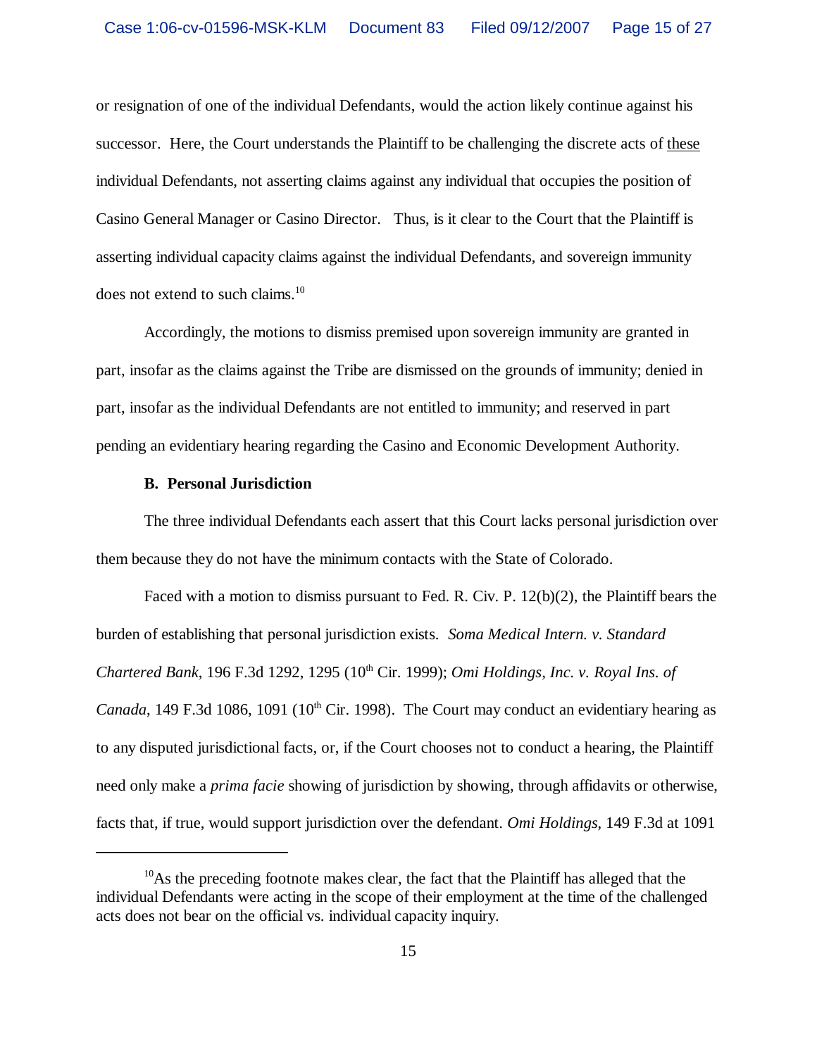or resignation of one of the individual Defendants, would the action likely continue against his successor. Here, the Court understands the Plaintiff to be challenging the discrete acts of these individual Defendants, not asserting claims against any individual that occupies the position of Casino General Manager or Casino Director. Thus, is it clear to the Court that the Plaintiff is asserting individual capacity claims against the individual Defendants, and sovereign immunity does not extend to such claims.[10]

Accordingly, the motions to dismiss premised upon sovereign immunity are granted in part, insofar as the claims against the Tribe are dismissed on the grounds of immunity; denied in part, insofar as the individual Defendants are not entitled to immunity; and reserved in part pending an evidentiary hearing regarding the Casino and Economic Development Authority.

**B. Personal Jurisdiction**

The three individual Defendants each assert that this Court lacks personal jurisdiction over them because they do not have the minimum contacts with the State of Colorado.

Faced with a motion to dismiss pursuant to Fed. R. Civ. P. 12(b)(2), the Plaintiff bears the burden of establishing that personal jurisdiction exists. *Soma Medical Intern. v. Standard Chartered Bank*, 196 F.3d 1292, 1295 (10th Cir. 1999); *Omi Holdings, Inc. v. Royal Ins. of Canada*, 149 F.3d 1086, 1091 (10th Cir. 1998). The Court may conduct an evidentiary hearing as to any disputed jurisdictional facts, or, if the Court chooses not to conduct a hearing, the Plaintiff need only make a *prima facie* showing of jurisdiction by showing, through affidavits or otherwise, facts that, if true, would support jurisdiction over the defendant. *Omi Holdings*, 149 F.3d at 1091

---

[10] As the preceding footnote makes clear, the fact that the Plaintiff has alleged that the individual Defendants were acting in the scope of their employment at the time of the challenged acts does not bear on the official vs. individual capacity inquiry.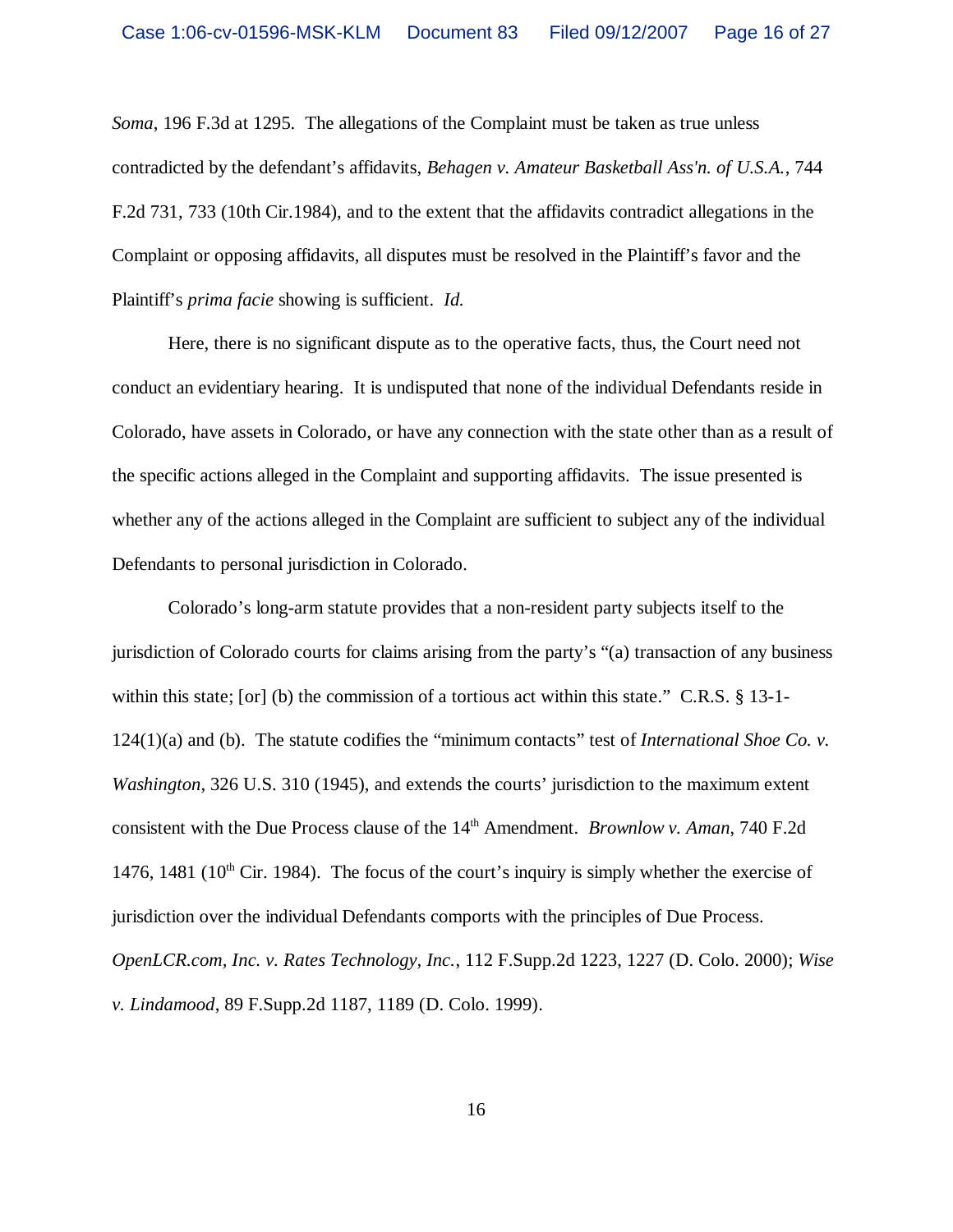*Soma*, 196 F.3d at 1295. The allegations of the Complaint must be taken as true unless contradicted by the defendant's affidavits, *Behagen v. Amateur Basketball Ass'n. of U.S.A.*, 744 F.2d 731, 733 (10th Cir.1984), and to the extent that the affidavits contradict allegations in the Complaint or opposing affidavits, all disputes must be resolved in the Plaintiff's favor and the Plaintiff's *prima facie* showing is sufficient. *Id.*

Here, there is no significant dispute as to the operative facts, thus, the Court need not conduct an evidentiary hearing. It is undisputed that none of the individual Defendants reside in Colorado, have assets in Colorado, or have any connection with the state other than as a result of the specific actions alleged in the Complaint and supporting affidavits. The issue presented is whether any of the actions alleged in the Complaint are sufficient to subject any of the individual Defendants to personal jurisdiction in Colorado.

Colorado's long-arm statute provides that a non-resident party subjects itself to the jurisdiction of Colorado courts for claims arising from the party's "(a) transaction of any business within this state; [or] (b) the commission of a tortious act within this state." C.R.S. § 13-1-124(1)(a) and (b). The statute codifies the "minimum contacts" test of *International Shoe Co. v. Washington*, 326 U.S. 310 (1945), and extends the courts' jurisdiction to the maximum extent consistent with the Due Process clause of the 14th Amendment. *Brownlow v. Aman*, 740 F.2d 1476, 1481 (10th Cir. 1984). The focus of the court's inquiry is simply whether the exercise of jurisdiction over the individual Defendants comports with the principles of Due Process. *OpenLCR.com, Inc. v. Rates Technology, Inc.*, 112 F.Supp.2d 1223, 1227 (D. Colo. 2000); *Wise v. Lindamood*, 89 F.Supp.2d 1187, 1189 (D. Colo. 1999).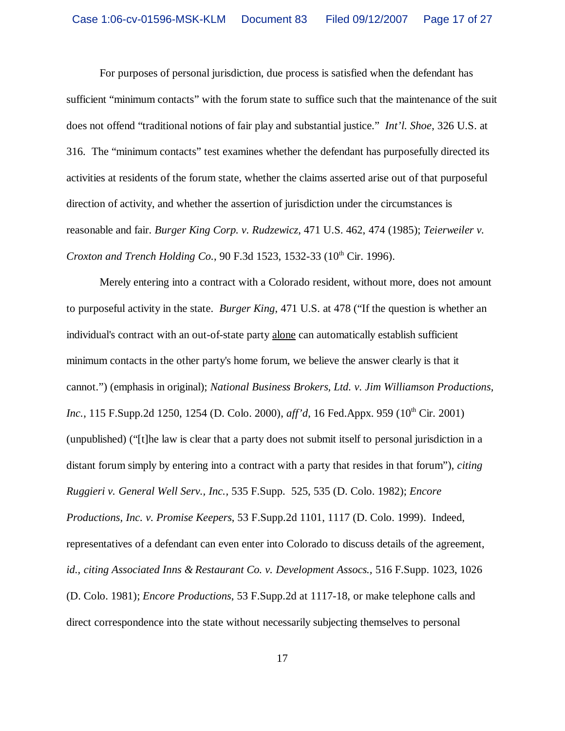For purposes of personal jurisdiction, due process is satisfied when the defendant has sufficient "minimum contacts" with the forum state to suffice such that the maintenance of the suit does not offend "traditional notions of fair play and substantial justice." *Int'l. Shoe*, 326 U.S. at 316. The "minimum contacts" test examines whether the defendant has purposefully directed its activities at residents of the forum state, whether the claims asserted arise out of that purposeful direction of activity, and whether the assertion of jurisdiction under the circumstances is reasonable and fair. *Burger King Corp. v. Rudzewicz*, 471 U.S. 462, 474 (1985); *Teierweiler v. Croxton and Trench Holding Co.*, 90 F.3d 1523, 1532-33 (10th Cir. 1996).

Merely entering into a contract with a Colorado resident, without more, does not amount to purposeful activity in the state. *Burger King*, 471 U.S. at 478 ("If the question is whether an individual's contract with an out-of-state party <u>alone</u> can automatically establish sufficient minimum contacts in the other party's home forum, we believe the answer clearly is that it cannot.") (emphasis in original); *National Business Brokers, Ltd. v. Jim Williamson Productions, Inc.*, 115 F.Supp.2d 1250, 1254 (D. Colo. 2000), *aff'd*, 16 Fed.Appx. 959 (10th Cir. 2001) (unpublished) ("[t]he law is clear that a party does not submit itself to personal jurisdiction in a distant forum simply by entering into a contract with a party that resides in that forum"), *citing Ruggieri v. General Well Serv., Inc.*, 535 F.Supp. 525, 535 (D. Colo. 1982); *Encore Productions, Inc. v. Promise Keepers*, 53 F.Supp.2d 1101, 1117 (D. Colo. 1999). Indeed, representatives of a defendant can even enter into Colorado to discuss details of the agreement, *id., citing Associated Inns & Restaurant Co. v. Development Assocs.*, 516 F.Supp. 1023, 1026 (D. Colo. 1981); *Encore Productions*, 53 F.Supp.2d at 1117-18, or make telephone calls and direct correspondence into the state without necessarily subjecting themselves to personal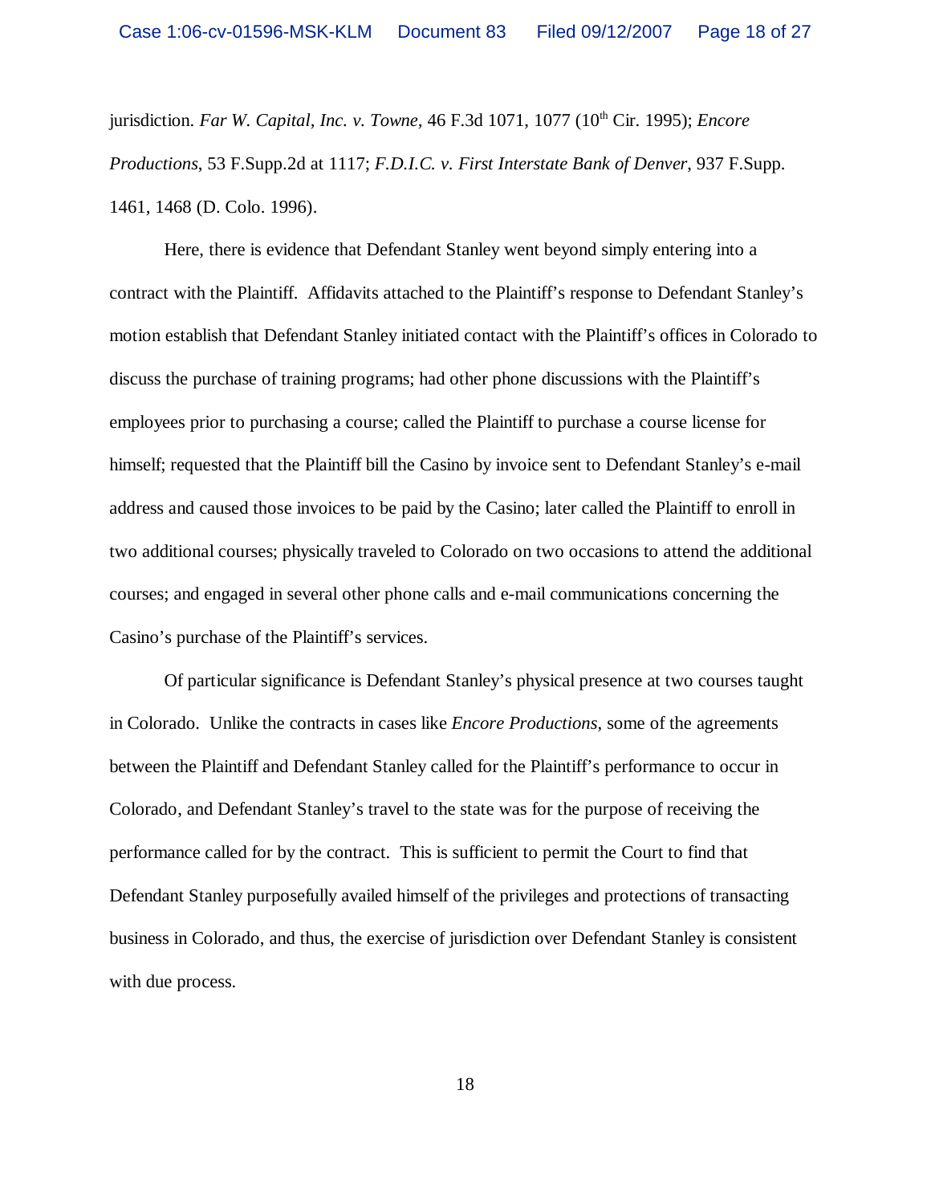jurisdiction. *Far W. Capital, Inc. v. Towne*, 46 F.3d 1071, 1077 (10th Cir. 1995); *Encore Productions*, 53 F.Supp.2d at 1117; *F.D.I.C. v. First Interstate Bank of Denver*, 937 F.Supp. 1461, 1468 (D. Colo. 1996).

Here, there is evidence that Defendant Stanley went beyond simply entering into a contract with the Plaintiff. Affidavits attached to the Plaintiff's response to Defendant Stanley's motion establish that Defendant Stanley initiated contact with the Plaintiff's offices in Colorado to discuss the purchase of training programs; had other phone discussions with the Plaintiff's employees prior to purchasing a course; called the Plaintiff to purchase a course license for himself; requested that the Plaintiff bill the Casino by invoice sent to Defendant Stanley's e-mail address and caused those invoices to be paid by the Casino; later called the Plaintiff to enroll in two additional courses; physically traveled to Colorado on two occasions to attend the additional courses; and engaged in several other phone calls and e-mail communications concerning the Casino's purchase of the Plaintiff's services.

Of particular significance is Defendant Stanley's physical presence at two courses taught in Colorado. Unlike the contracts in cases like *Encore Productions*, some of the agreements between the Plaintiff and Defendant Stanley called for the Plaintiff's performance to occur in Colorado, and Defendant Stanley's travel to the state was for the purpose of receiving the performance called for by the contract. This is sufficient to permit the Court to find that Defendant Stanley purposefully availed himself of the privileges and protections of transacting business in Colorado, and thus, the exercise of jurisdiction over Defendant Stanley is consistent with due process.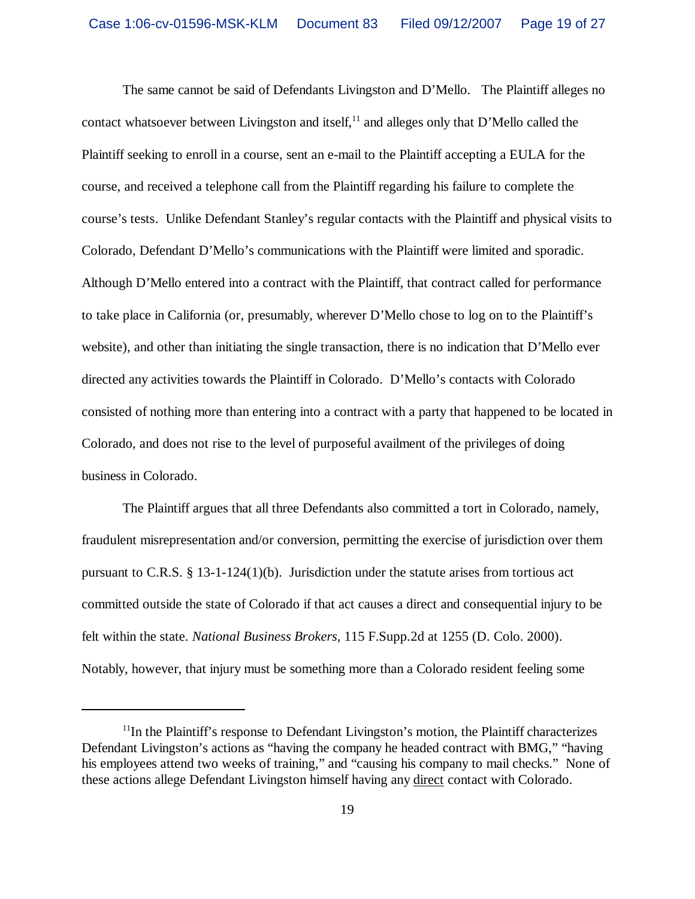The same cannot be said of Defendants Livingston and D'Mello. The Plaintiff alleges no contact whatsoever between Livingston and itself,[11] and alleges only that D'Mello called the Plaintiff seeking to enroll in a course, sent an e-mail to the Plaintiff accepting a EULA for the course, and received a telephone call from the Plaintiff regarding his failure to complete the course's tests. Unlike Defendant Stanley's regular contacts with the Plaintiff and physical visits to Colorado, Defendant D'Mello's communications with the Plaintiff were limited and sporadic. Although D'Mello entered into a contract with the Plaintiff, that contract called for performance to take place in California (or, presumably, wherever D'Mello chose to log on to the Plaintiff's website), and other than initiating the single transaction, there is no indication that D'Mello ever directed any activities towards the Plaintiff in Colorado. D'Mello's contacts with Colorado consisted of nothing more than entering into a contract with a party that happened to be located in Colorado, and does not rise to the level of purposeful availment of the privileges of doing business in Colorado.

The Plaintiff argues that all three Defendants also committed a tort in Colorado, namely, fraudulent misrepresentation and/or conversion, permitting the exercise of jurisdiction over them pursuant to C.R.S. § 13-1-124(1)(b). Jurisdiction under the statute arises from tortious act committed outside the state of Colorado if that act causes a direct and consequential injury to be felt within the state. *National Business Brokers*, 115 F.Supp.2d at 1255 (D. Colo. 2000). Notably, however, that injury must be something more than a Colorado resident feeling some

---

[11] In the Plaintiff's response to Defendant Livingston's motion, the Plaintiff characterizes Defendant Livingston's actions as "having the company he headed contract with BMG," "having his employees attend two weeks of training," and "causing his company to mail checks." None of these actions allege Defendant Livingston himself having any <u>direct</u> contact with Colorado.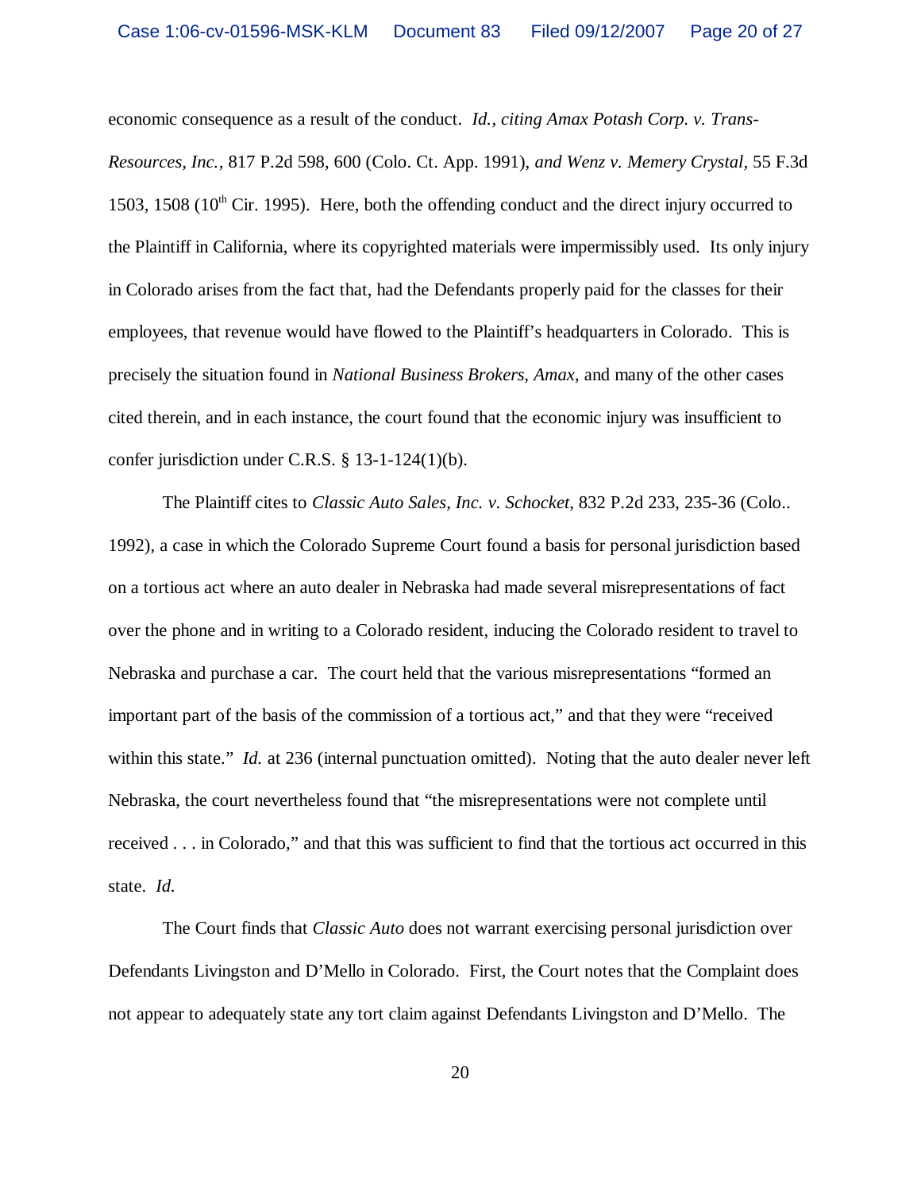economic consequence as a result of the conduct. *Id.*, *citing Amax Potash Corp. v. Trans-Resources, Inc.*, 817 P.2d 598, 600 (Colo. Ct. App. 1991), *and Wenz v. Memery Crystal*, 55 F.3d 1503, 1508 (10th Cir. 1995). Here, both the offending conduct and the direct injury occurred to the Plaintiff in California, where its copyrighted materials were impermissibly used. Its only injury in Colorado arises from the fact that, had the Defendants properly paid for the classes for their employees, that revenue would have flowed to the Plaintiff's headquarters in Colorado. This is precisely the situation found in *National Business Brokers*, *Amax*, and many of the other cases cited therein, and in each instance, the court found that the economic injury was insufficient to confer jurisdiction under C.R.S. § 13-1-124(1)(b).

The Plaintiff cites to *Classic Auto Sales, Inc. v. Schocket*, 832 P.2d 233, 235-36 (Colo.. 1992), a case in which the Colorado Supreme Court found a basis for personal jurisdiction based on a tortious act where an auto dealer in Nebraska had made several misrepresentations of fact over the phone and in writing to a Colorado resident, inducing the Colorado resident to travel to Nebraska and purchase a car. The court held that the various misrepresentations "formed an important part of the basis of the commission of a tortious act," and that they were "received within this state." *Id.* at 236 (internal punctuation omitted). Noting that the auto dealer never left Nebraska, the court nevertheless found that "the misrepresentations were not complete until received . . . in Colorado," and that this was sufficient to find that the tortious act occurred in this state. *Id.*

The Court finds that *Classic Auto* does not warrant exercising personal jurisdiction over Defendants Livingston and D'Mello in Colorado. First, the Court notes that the Complaint does not appear to adequately state any tort claim against Defendants Livingston and D'Mello. The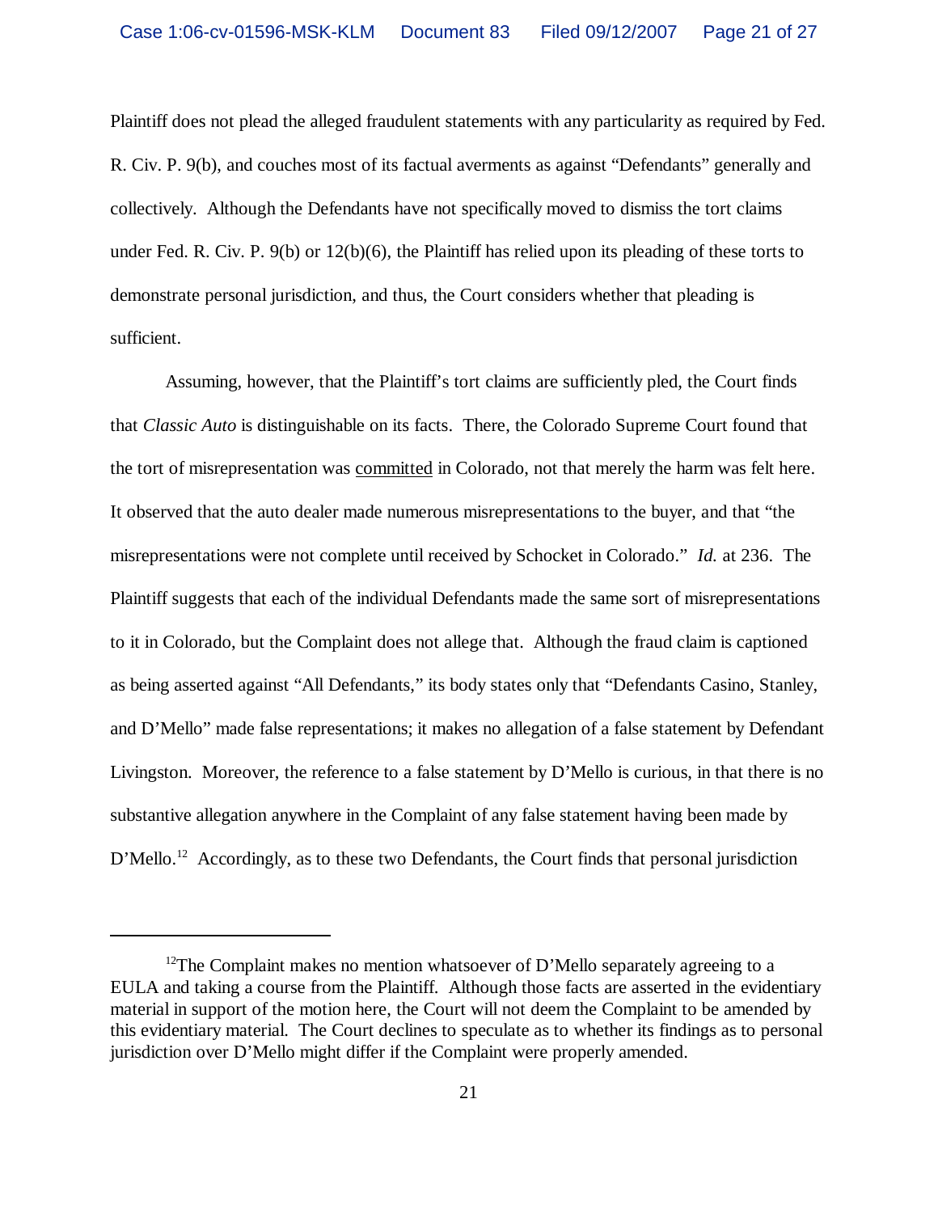Plaintiff does not plead the alleged fraudulent statements with any particularity as required by Fed. R. Civ. P. 9(b), and couches most of its factual averments as against "Defendants" generally and collectively. Although the Defendants have not specifically moved to dismiss the tort claims under Fed. R. Civ. P. 9(b) or 12(b)(6), the Plaintiff has relied upon its pleading of these torts to demonstrate personal jurisdiction, and thus, the Court considers whether that pleading is sufficient.

Assuming, however, that the Plaintiff's tort claims are sufficiently pled, the Court finds that *Classic Auto* is distinguishable on its facts. There, the Colorado Supreme Court found that the tort of misrepresentation was <u>committed</u> in Colorado, not that merely the harm was felt here. It observed that the auto dealer made numerous misrepresentations to the buyer, and that "the misrepresentations were not complete until received by Schocket in Colorado." *Id.* at 236. The Plaintiff suggests that each of the individual Defendants made the same sort of misrepresentations to it in Colorado, but the Complaint does not allege that. Although the fraud claim is captioned as being asserted against "All Defendants," its body states only that "Defendants Casino, Stanley, and D'Mello" made false representations; it makes no allegation of a false statement by Defendant Livingston. Moreover, the reference to a false statement by D'Mello is curious, in that there is no substantive allegation anywhere in the Complaint of any false statement having been made by D'Mello.[12] Accordingly, as to these two Defendants, the Court finds that personal jurisdiction

[12]The Complaint makes no mention whatsoever of D'Mello separately agreeing to a EULA and taking a course from the Plaintiff. Although those facts are asserted in the evidentiary material in support of the motion here, the Court will not deem the Complaint to be amended by this evidentiary material. The Court declines to speculate as to whether its findings as to personal jurisdiction over D'Mello might differ if the Complaint were properly amended.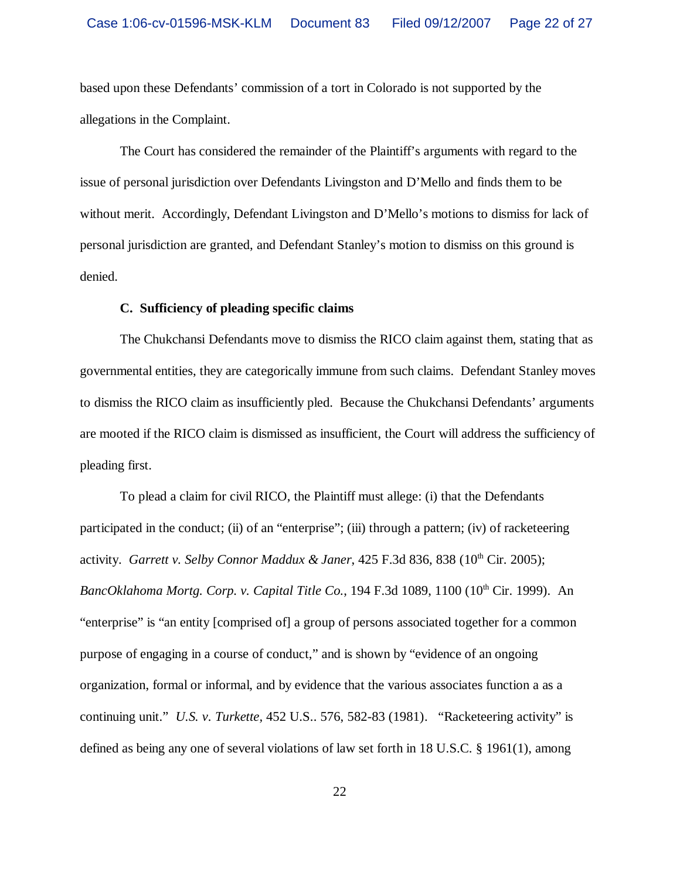based upon these Defendants' commission of a tort in Colorado is not supported by the allegations in the Complaint.

The Court has considered the remainder of the Plaintiff's arguments with regard to the issue of personal jurisdiction over Defendants Livingston and D'Mello and finds them to be without merit. Accordingly, Defendant Livingston and D'Mello's motions to dismiss for lack of personal jurisdiction are granted, and Defendant Stanley's motion to dismiss on this ground is denied.

**C. Sufficiency of pleading specific claims**

The Chukchansi Defendants move to dismiss the RICO claim against them, stating that as governmental entities, they are categorically immune from such claims. Defendant Stanley moves to dismiss the RICO claim as insufficiently pled. Because the Chukchansi Defendants' arguments are mooted if the RICO claim is dismissed as insufficient, the Court will address the sufficiency of pleading first.

To plead a claim for civil RICO, the Plaintiff must allege: (i) that the Defendants participated in the conduct; (ii) of an "enterprise"; (iii) through a pattern; (iv) of racketeering activity. *Garrett v. Selby Connor Maddux & Janer*, 425 F.3d 836, 838 (10th Cir. 2005); *BancOklahoma Mortg. Corp. v. Capital Title Co.*, 194 F.3d 1089, 1100 (10th Cir. 1999). An "enterprise" is "an entity [comprised of] a group of persons associated together for a common purpose of engaging in a course of conduct," and is shown by "evidence of an ongoing organization, formal or informal, and by evidence that the various associates function a as a continuing unit." *U.S. v. Turkette*, 452 U.S.. 576, 582-83 (1981). "Racketeering activity" is defined as being any one of several violations of law set forth in 18 U.S.C. § 1961(1), among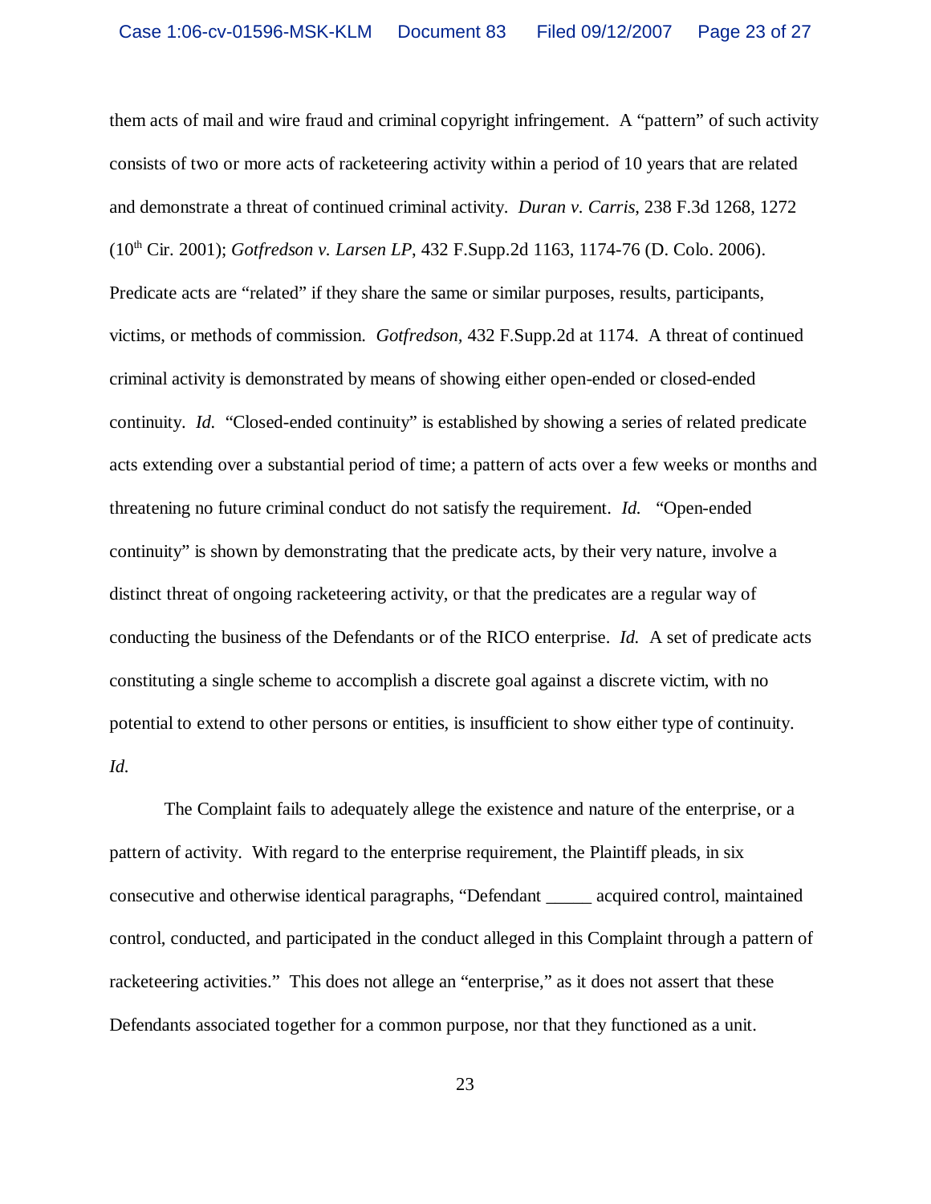them acts of mail and wire fraud and criminal copyright infringement. A "pattern" of such activity consists of two or more acts of racketeering activity within a period of 10 years that are related and demonstrate a threat of continued criminal activity. *Duran v. Carris*, 238 F.3d 1268, 1272 (10th Cir. 2001); *Gotfredson v. Larsen LP*, 432 F.Supp.2d 1163, 1174-76 (D. Colo. 2006). Predicate acts are "related" if they share the same or similar purposes, results, participants, victims, or methods of commission. *Gotfredson*, 432 F.Supp.2d at 1174. A threat of continued criminal activity is demonstrated by means of showing either open-ended or closed-ended continuity. *Id.* "Closed-ended continuity" is established by showing a series of related predicate acts extending over a substantial period of time; a pattern of acts over a few weeks or months and threatening no future criminal conduct do not satisfy the requirement. *Id.* "Open-ended continuity" is shown by demonstrating that the predicate acts, by their very nature, involve a distinct threat of ongoing racketeering activity, or that the predicates are a regular way of conducting the business of the Defendants or of the RICO enterprise. *Id.* A set of predicate acts constituting a single scheme to accomplish a discrete goal against a discrete victim, with no potential to extend to other persons or entities, is insufficient to show either type of continuity. *Id.*

The Complaint fails to adequately allege the existence and nature of the enterprise, or a pattern of activity. With regard to the enterprise requirement, the Plaintiff pleads, in six consecutive and otherwise identical paragraphs, "Defendant _____ acquired control, maintained control, conducted, and participated in the conduct alleged in this Complaint through a pattern of racketeering activities." This does not allege an "enterprise," as it does not assert that these Defendants associated together for a common purpose, nor that they functioned as a unit.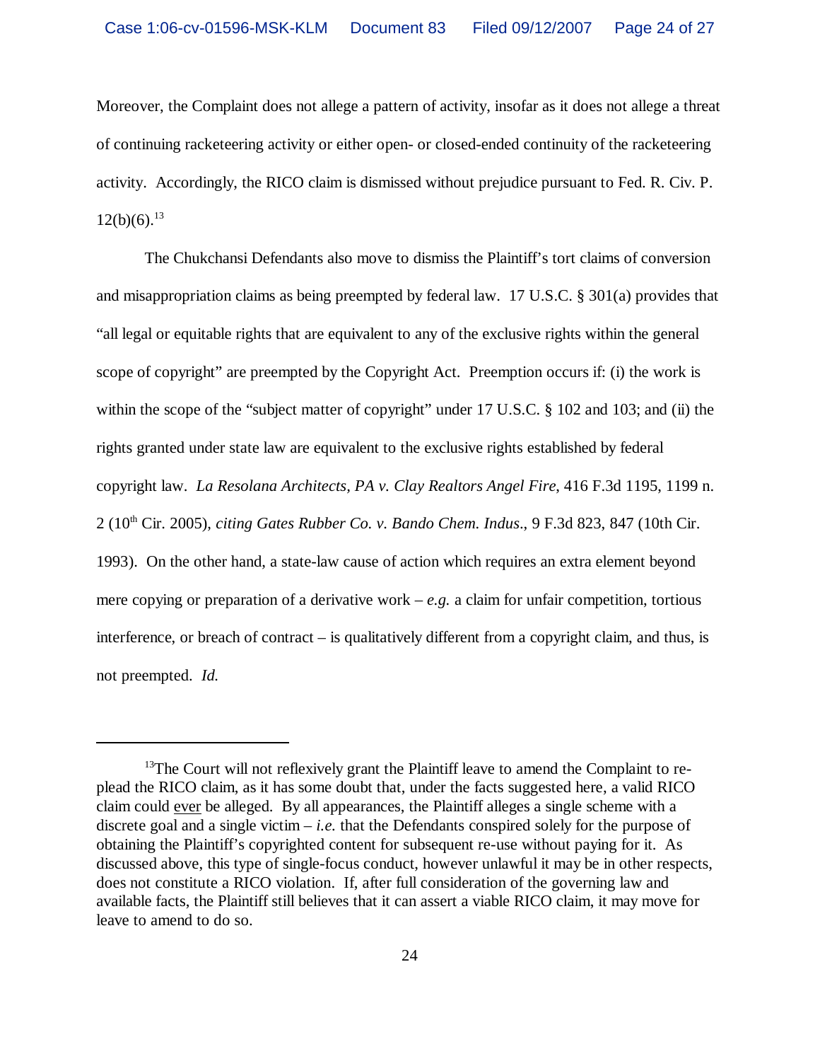Moreover, the Complaint does not allege a pattern of activity, insofar as it does not allege a threat of continuing racketeering activity or either open- or closed-ended continuity of the racketeering activity. Accordingly, the RICO claim is dismissed without prejudice pursuant to Fed. R. Civ. P. 12(b)(6).[13]

The Chukchansi Defendants also move to dismiss the Plaintiff's tort claims of conversion and misappropriation claims as being preempted by federal law. 17 U.S.C. § 301(a) provides that "all legal or equitable rights that are equivalent to any of the exclusive rights within the general scope of copyright" are preempted by the Copyright Act. Preemption occurs if: (i) the work is within the scope of the "subject matter of copyright" under 17 U.S.C. § 102 and 103; and (ii) the rights granted under state law are equivalent to the exclusive rights established by federal copyright law. *La Resolana Architects, PA v. Clay Realtors Angel Fire*, 416 F.3d 1195, 1199 n. 2 (10th Cir. 2005), *citing Gates Rubber Co. v. Bando Chem. Indus.*, 9 F.3d 823, 847 (10th Cir. 1993). On the other hand, a state-law cause of action which requires an extra element beyond mere copying or preparation of a derivative work – *e.g.* a claim for unfair competition, tortious interference, or breach of contract – is qualitatively different from a copyright claim, and thus, is not preempted. *Id.*

---

[13]The Court will not reflexively grant the Plaintiff leave to amend the Complaint to re-plead the RICO claim, as it has some doubt that, under the facts suggested here, a valid RICO claim could <u>ever</u> be alleged. By all appearances, the Plaintiff alleges a single scheme with a discrete goal and a single victim – *i.e.* that the Defendants conspired solely for the purpose of obtaining the Plaintiff's copyrighted content for subsequent re-use without paying for it. As discussed above, this type of single-focus conduct, however unlawful it may be in other respects, does not constitute a RICO violation. If, after full consideration of the governing law and available facts, the Plaintiff still believes that it can assert a viable RICO claim, it may move for leave to amend to do so.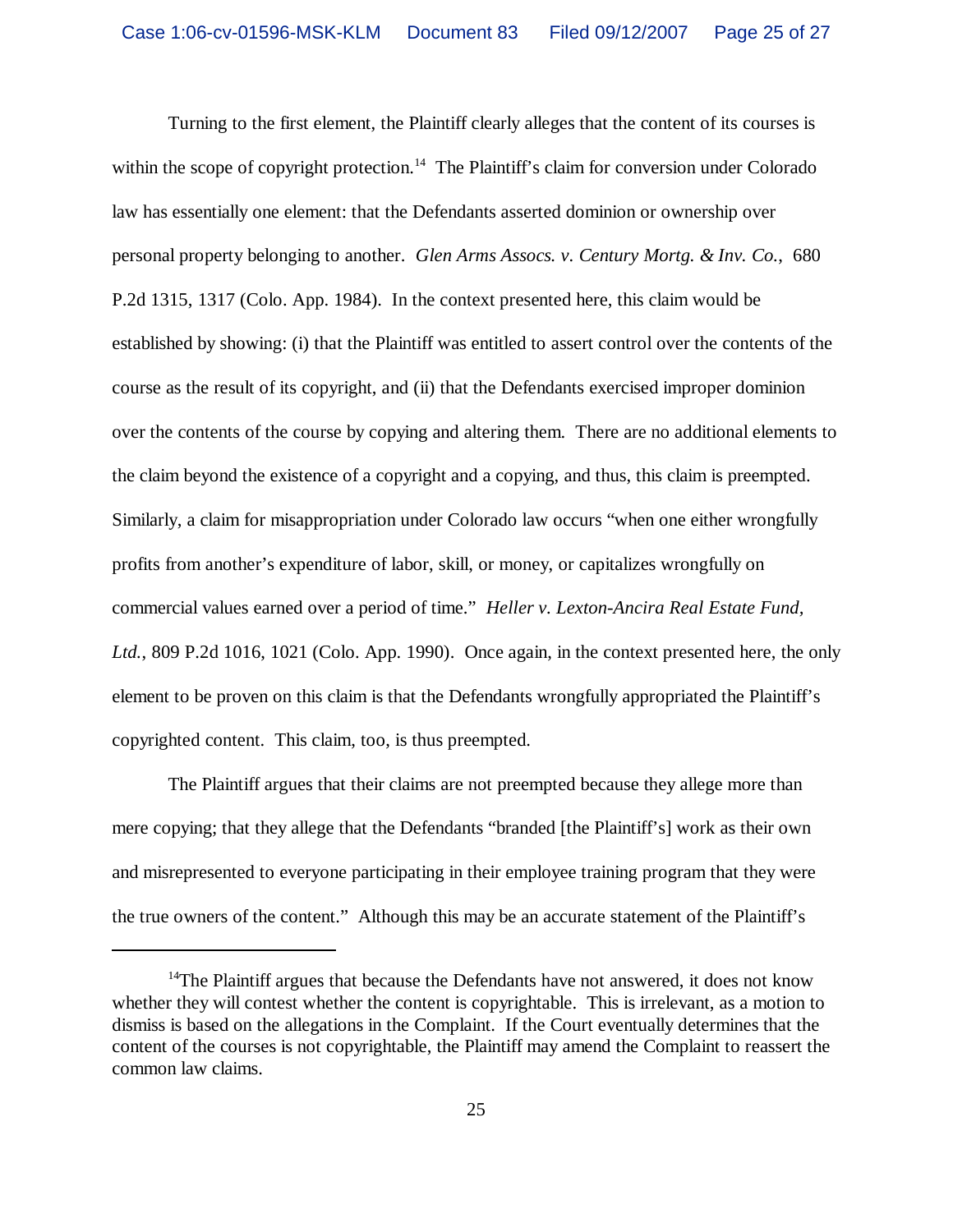Turning to the first element, the Plaintiff clearly alleges that the content of its courses is within the scope of copyright protection.[14] The Plaintiff's claim for conversion under Colorado law has essentially one element: that the Defendants asserted dominion or ownership over personal property belonging to another. *Glen Arms Assocs. v. Century Mortg. & Inv. Co.*, 680 P.2d 1315, 1317 (Colo. App. 1984). In the context presented here, this claim would be established by showing: (i) that the Plaintiff was entitled to assert control over the contents of the course as the result of its copyright, and (ii) that the Defendants exercised improper dominion over the contents of the course by copying and altering them. There are no additional elements to the claim beyond the existence of a copyright and a copying, and thus, this claim is preempted. Similarly, a claim for misappropriation under Colorado law occurs "when one either wrongfully profits from another's expenditure of labor, skill, or money, or capitalizes wrongfully on commercial values earned over a period of time." *Heller v. Lexton-Ancira Real Estate Fund, Ltd.*, 809 P.2d 1016, 1021 (Colo. App. 1990). Once again, in the context presented here, the only element to be proven on this claim is that the Defendants wrongfully appropriated the Plaintiff's copyrighted content. This claim, too, is thus preempted.

The Plaintiff argues that their claims are not preempted because they allege more than mere copying; that they allege that the Defendants "branded [the Plaintiff's] work as their own and misrepresented to everyone participating in their employee training program that they were the true owners of the content." Although this may be an accurate statement of the Plaintiff's

---

[14] The Plaintiff argues that because the Defendants have not answered, it does not know whether they will contest whether the content is copyrightable. This is irrelevant, as a motion to dismiss is based on the allegations in the Complaint. If the Court eventually determines that the content of the courses is not copyrightable, the Plaintiff may amend the Complaint to reassert the common law claims.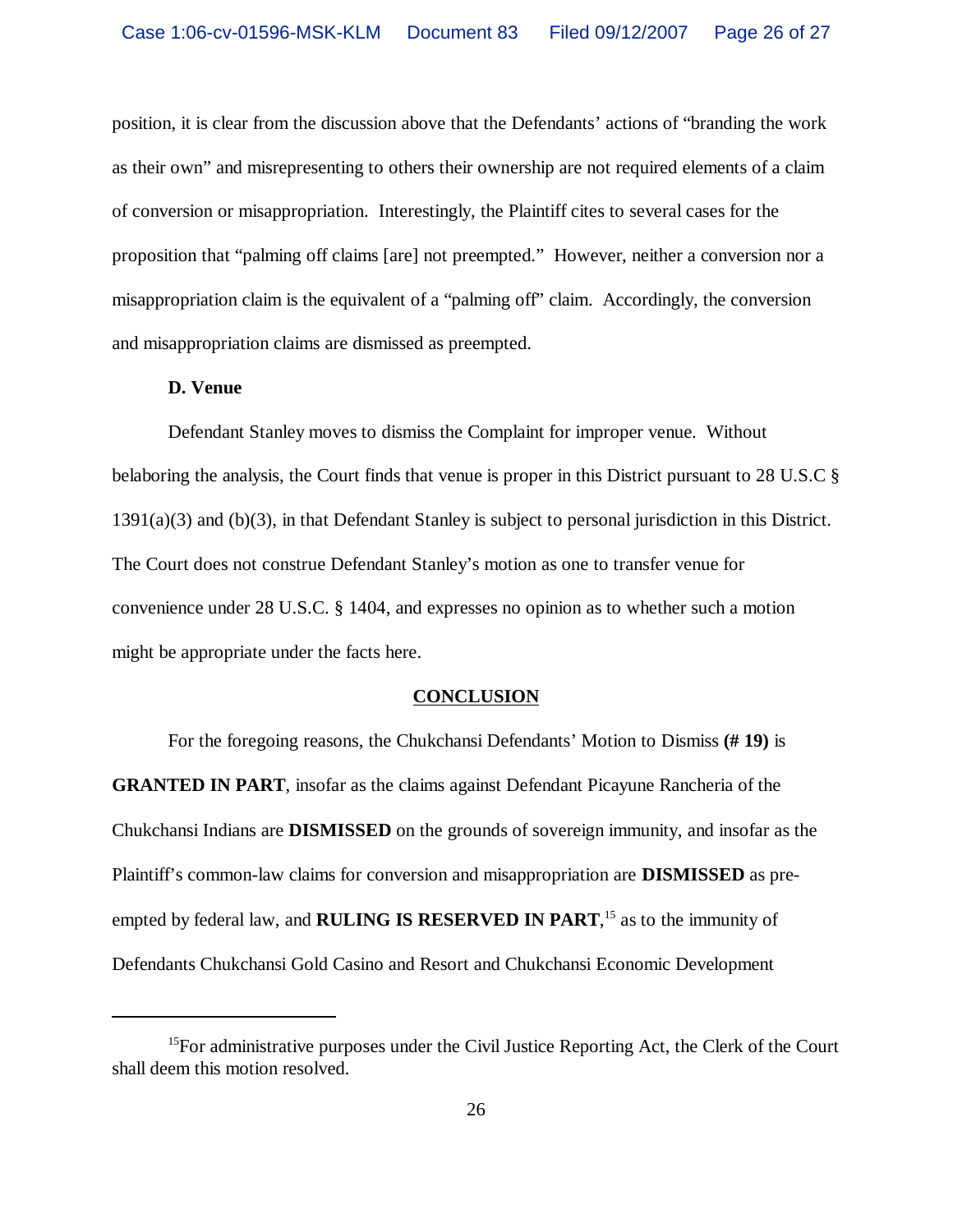position, it is clear from the discussion above that the Defendants' actions of "branding the work as their own" and misrepresenting to others their ownership are not required elements of a claim of conversion or misappropriation. Interestingly, the Plaintiff cites to several cases for the proposition that "palming off claims [are] not preempted." However, neither a conversion nor a misappropriation claim is the equivalent of a "palming off" claim. Accordingly, the conversion and misappropriation claims are dismissed as preempted.

**D. Venue**

Defendant Stanley moves to dismiss the Complaint for improper venue. Without belaboring the analysis, the Court finds that venue is proper in this District pursuant to 28 U.S.C § 1391(a)(3) and (b)(3), in that Defendant Stanley is subject to personal jurisdiction in this District. The Court does not construe Defendant Stanley's motion as one to transfer venue for convenience under 28 U.S.C. § 1404, and expresses no opinion as to whether such a motion might be appropriate under the facts here.

## CONCLUSION

For the foregoing reasons, the Chukchansi Defendants' Motion to Dismiss **(# 19)** is **GRANTED IN PART**, insofar as the claims against Defendant Picayune Rancheria of the Chukchansi Indians are **DISMISSED** on the grounds of sovereign immunity, and insofar as the Plaintiff's common-law claims for conversion and misappropriation are **DISMISSED** as pre-empted by federal law, and **RULING IS RESERVED IN PART**,[15] as to the immunity of Defendants Chukchansi Gold Casino and Resort and Chukchansi Economic Development

---

[15] For administrative purposes under the Civil Justice Reporting Act, the Clerk of the Court shall deem this motion resolved.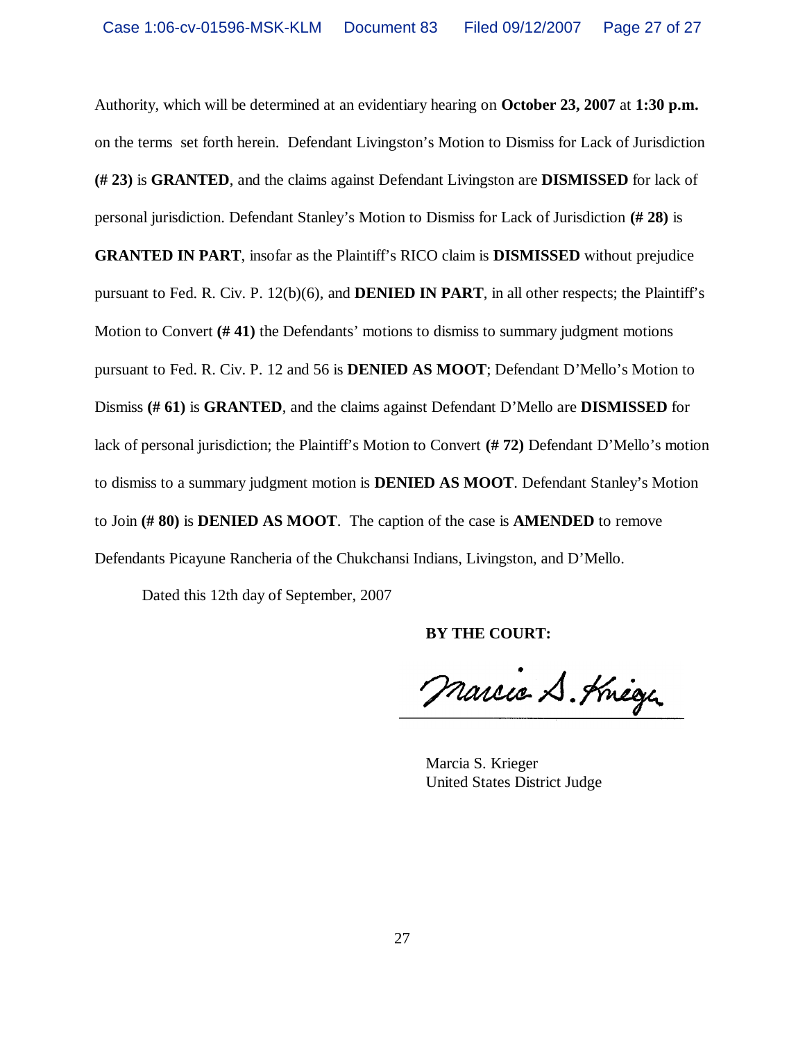Authority, which will be determined at an evidentiary hearing on **October 23, 2007** at **1:30 p.m.** on the terms set forth herein. Defendant Livingston's Motion to Dismiss for Lack of Jurisdiction **(# 23)** is **GRANTED**, and the claims against Defendant Livingston are **DISMISSED** for lack of personal jurisdiction. Defendant Stanley's Motion to Dismiss for Lack of Jurisdiction **(# 28)** is **GRANTED IN PART**, insofar as the Plaintiff's RICO claim is **DISMISSED** without prejudice pursuant to Fed. R. Civ. P. 12(b)(6), and **DENIED IN PART**, in all other respects; the Plaintiff's Motion to Convert **(# 41)** the Defendants' motions to dismiss to summary judgment motions pursuant to Fed. R. Civ. P. 12 and 56 is **DENIED AS MOOT**; Defendant D'Mello's Motion to Dismiss **(# 61)** is **GRANTED**, and the claims against Defendant D'Mello are **DISMISSED** for lack of personal jurisdiction; the Plaintiff's Motion to Convert **(# 72)** Defendant D'Mello's motion to dismiss to a summary judgment motion is **DENIED AS MOOT**. Defendant Stanley's Motion to Join **(# 80)** is **DENIED AS MOOT**. The caption of the case is **AMENDED** to remove Defendants Picayune Rancheria of the Chukchansi Indians, Livingston, and D'Mello.

Dated this 12th day of September, 2007

**BY THE COURT:**

Marcia S. Krieger
United States District Judge